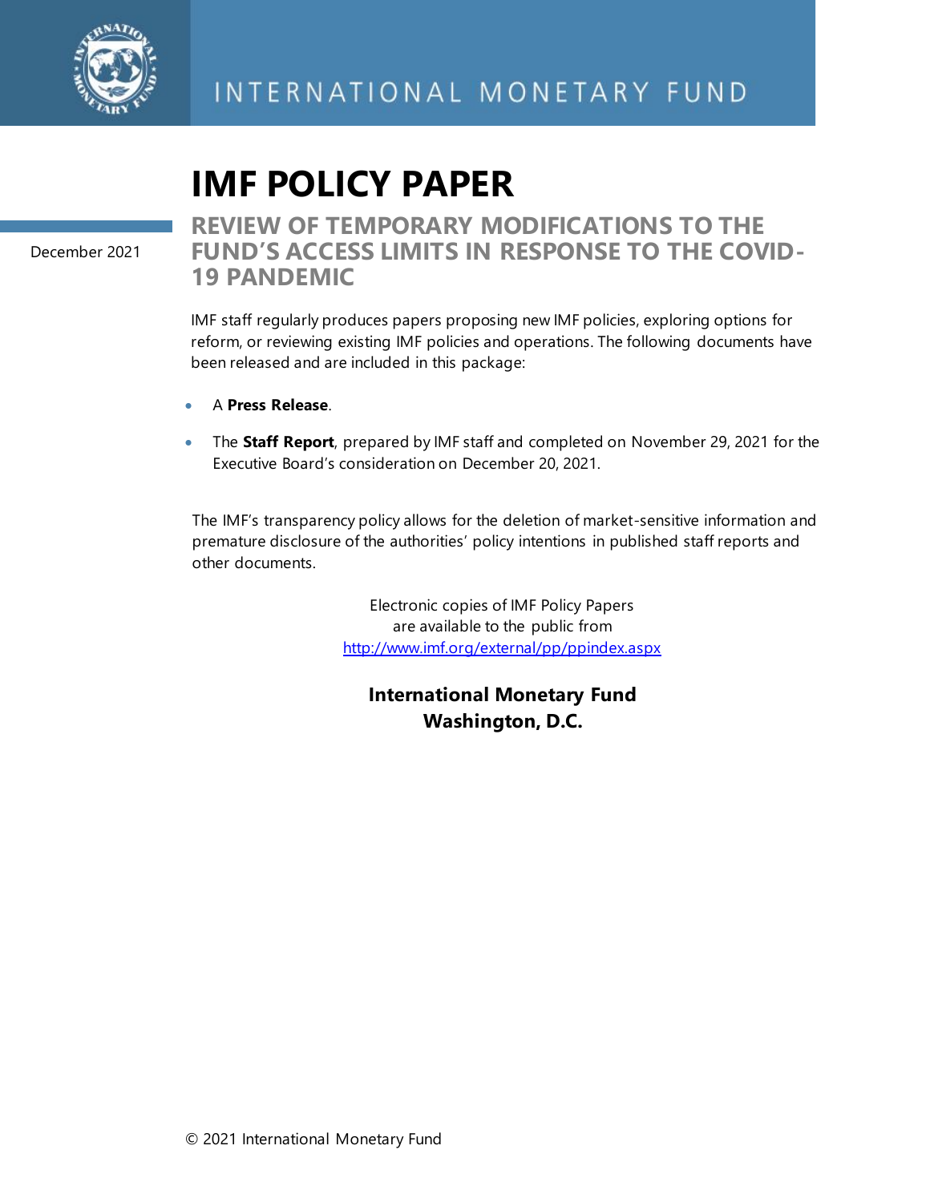INTERNATIONAL MONETARY FUND

# IMF POLICY PAPER

December 2021

## REVIEW OF TEMPORARY MODIFICATIONS TO THE FUND'S ACCESS LIMITS IN RESPONSE TO THE COVID-19 PANDEMIC

IMF staff regularly produces papers proposing new IMF policies, exploring options for reform, or reviewing existing IMF policies and operations. The following documents have been released and are included in this package:

- A **Press Release**.
- The **Staff Report**, prepared by IMF staff and completed on November 29, 2021 for the Executive Board's consideration on December 20, 2021.

The IMF's transparency policy allows for the deletion of market-sensitive information and premature disclosure of the authorities' policy intentions in published staff reports and other documents.

Electronic copies of IMF Policy Papers are available to the public from http://www.imf.org/external/pp/ppindex.aspx

**International Monetary Fund**
**Washington, D.C.**

© 2021 International Monetary Fund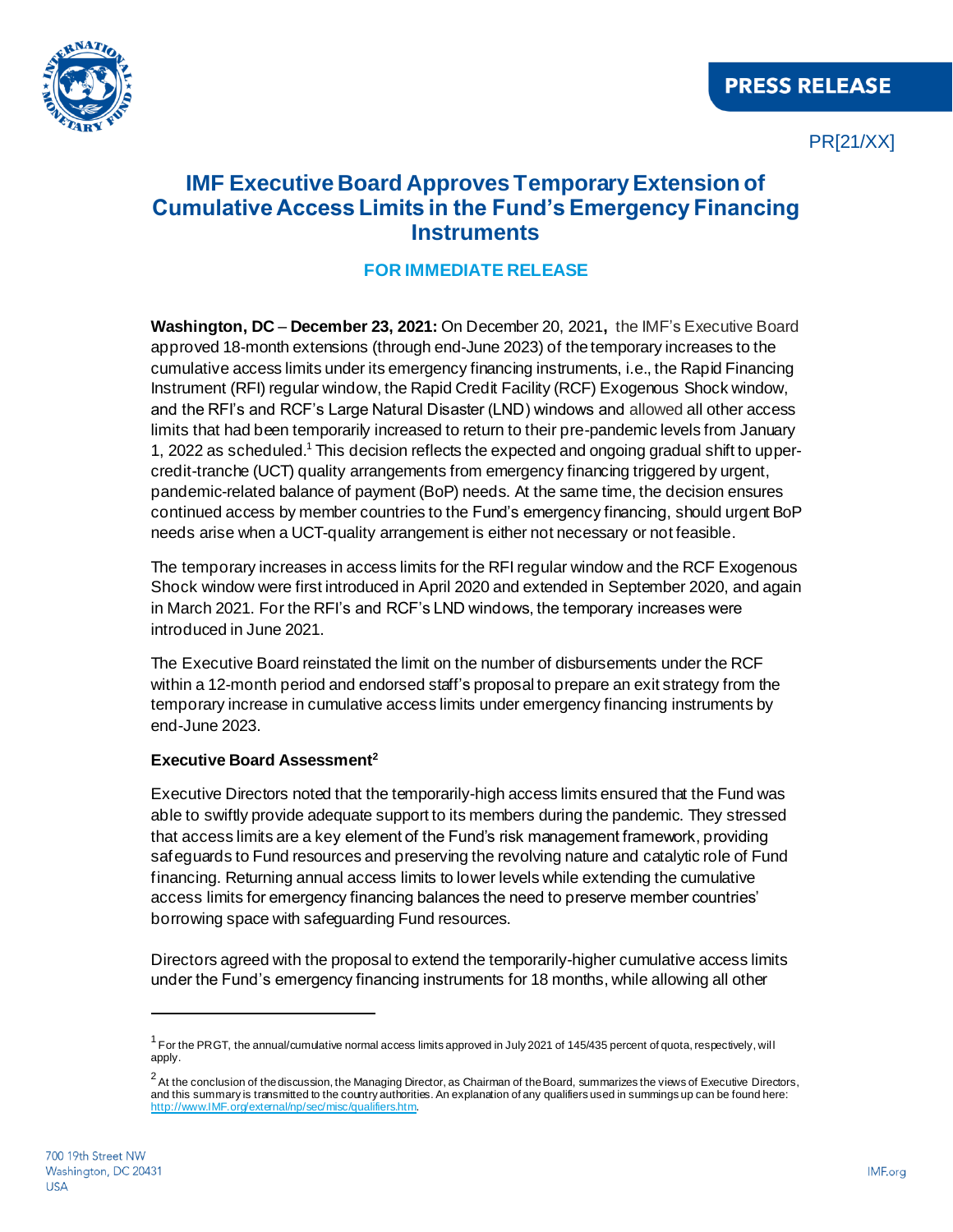PRESS RELEASE

PR[21/XX]

# IMF Executive Board Approves Temporary Extension of Cumulative Access Limits in the Fund's Emergency Financing Instruments

**FOR IMMEDIATE RELEASE**

**Washington, DC** – **December 23, 2021:** On December 20, 2021**,** the IMF's Executive Board approved 18-month extensions (through end-June 2023) of the temporary increases to the cumulative access limits under its emergency financing instruments, i.e., the Rapid Financing Instrument (RFI) regular window, the Rapid Credit Facility (RCF) Exogenous Shock window, and the RFI's and RCF's Large Natural Disaster (LND) windows and allowed all other access limits that had been temporarily increased to return to their pre-pandemic levels from January 1, 2022 as scheduled.[1] This decision reflects the expected and ongoing gradual shift to upper-credit-tranche (UCT) quality arrangements from emergency financing triggered by urgent, pandemic-related balance of payment (BoP) needs. At the same time, the decision ensures continued access by member countries to the Fund's emergency financing, should urgent BoP needs arise when a UCT-quality arrangement is either not necessary or not feasible.

The temporary increases in access limits for the RFI regular window and the RCF Exogenous Shock window were first introduced in April 2020 and extended in September 2020, and again in March 2021. For the RFI's and RCF's LND windows, the temporary increases were introduced in June 2021.

The Executive Board reinstated the limit on the number of disbursements under the RCF within a 12-month period and endorsed staff's proposal to prepare an exit strategy from the temporary increase in cumulative access limits under emergency financing instruments by end-June 2023.

**Executive Board Assessment[2]**

Executive Directors noted that the temporarily-high access limits ensured that the Fund was able to swiftly provide adequate support to its members during the pandemic. They stressed that access limits are a key element of the Fund's risk management framework, providing safeguards to Fund resources and preserving the revolving nature and catalytic role of Fund financing. Returning annual access limits to lower levels while extending the cumulative access limits for emergency financing balances the need to preserve member countries' borrowing space with safeguarding Fund resources.

Directors agreed with the proposal to extend the temporarily-higher cumulative access limits under the Fund's emergency financing instruments for 18 months, while allowing all other

[1] For the PRGT, the annual/cumulative normal access limits approved in July 2021 of 145/435 percent of quota, respectively, will apply.

[2] At the conclusion of the discussion, the Managing Director, as Chairman of the Board, summarizes the views of Executive Directors, and this summary is transmitted to the country authorities. An explanation of any qualifiers used in summings up can be found here: http://www.IMF.org/external/np/sec/misc/qualifiers.htm.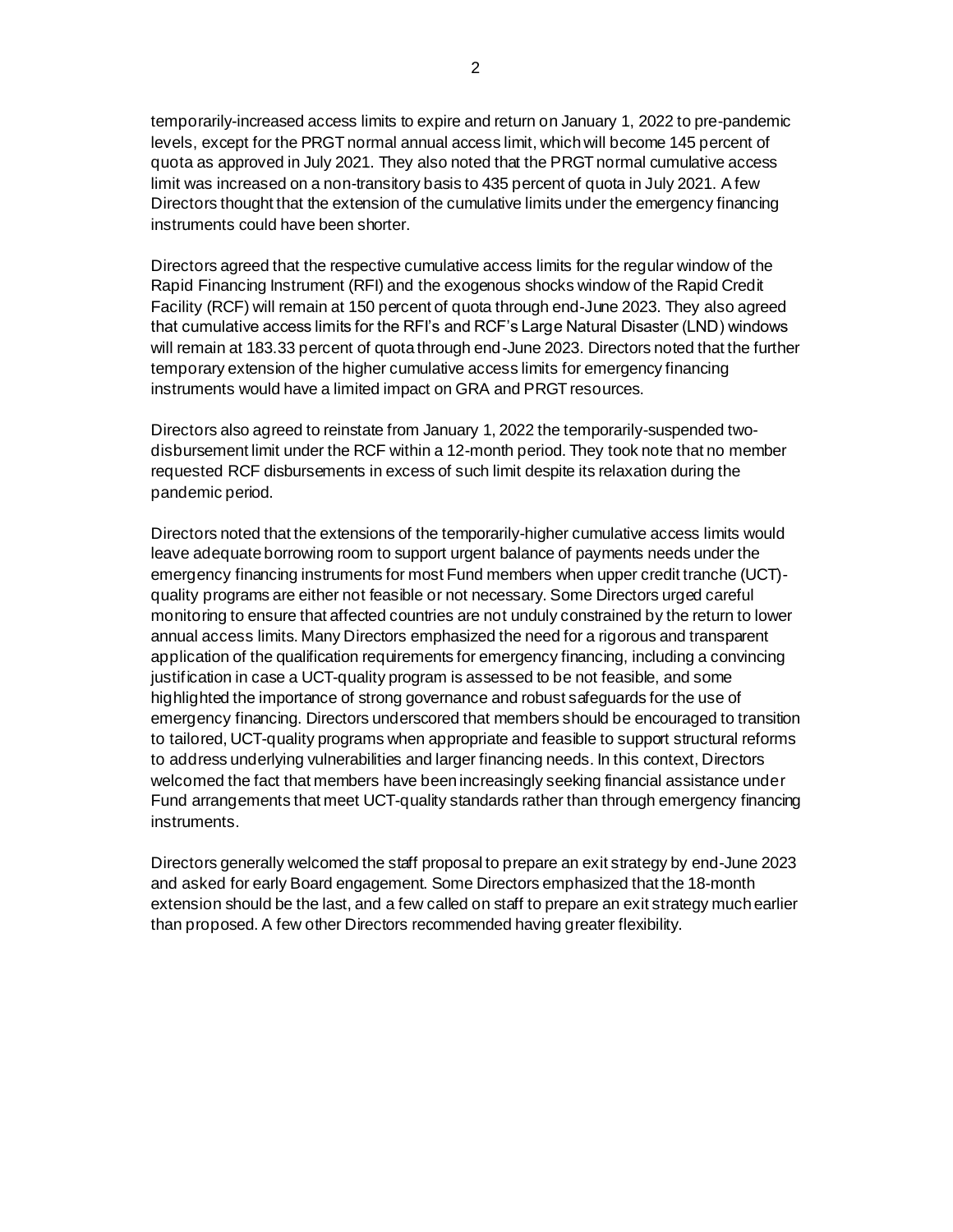temporarily-increased access limits to expire and return on January 1, 2022 to pre-pandemic levels, except for the PRGT normal annual access limit, which will become 145 percent of quota as approved in July 2021. They also noted that the PRGT normal cumulative access limit was increased on a non-transitory basis to 435 percent of quota in July 2021. A few Directors thought that the extension of the cumulative limits under the emergency financing instruments could have been shorter.

Directors agreed that the respective cumulative access limits for the regular window of the Rapid Financing Instrument (RFI) and the exogenous shocks window of the Rapid Credit Facility (RCF) will remain at 150 percent of quota through end-June 2023. They also agreed that cumulative access limits for the RFI's and RCF's Large Natural Disaster (LND) windows will remain at 183.33 percent of quota through end-June 2023. Directors noted that the further temporary extension of the higher cumulative access limits for emergency financing instruments would have a limited impact on GRA and PRGT resources.

Directors also agreed to reinstate from January 1, 2022 the temporarily-suspended two-disbursement limit under the RCF within a 12-month period. They took note that no member requested RCF disbursements in excess of such limit despite its relaxation during the pandemic period.

Directors noted that the extensions of the temporarily-higher cumulative access limits would leave adequate borrowing room to support urgent balance of payments needs under the emergency financing instruments for most Fund members when upper credit tranche (UCT)-quality programs are either not feasible or not necessary. Some Directors urged careful monitoring to ensure that affected countries are not unduly constrained by the return to lower annual access limits. Many Directors emphasized the need for a rigorous and transparent application of the qualification requirements for emergency financing, including a convincing justification in case a UCT-quality program is assessed to be not feasible, and some highlighted the importance of strong governance and robust safeguards for the use of emergency financing. Directors underscored that members should be encouraged to transition to tailored, UCT-quality programs when appropriate and feasible to support structural reforms to address underlying vulnerabilities and larger financing needs. In this context, Directors welcomed the fact that members have been increasingly seeking financial assistance under Fund arrangements that meet UCT-quality standards rather than through emergency financing instruments.

Directors generally welcomed the staff proposal to prepare an exit strategy by end-June 2023 and asked for early Board engagement. Some Directors emphasized that the 18-month extension should be the last, and a few called on staff to prepare an exit strategy much earlier than proposed. A few other Directors recommended having greater flexibility.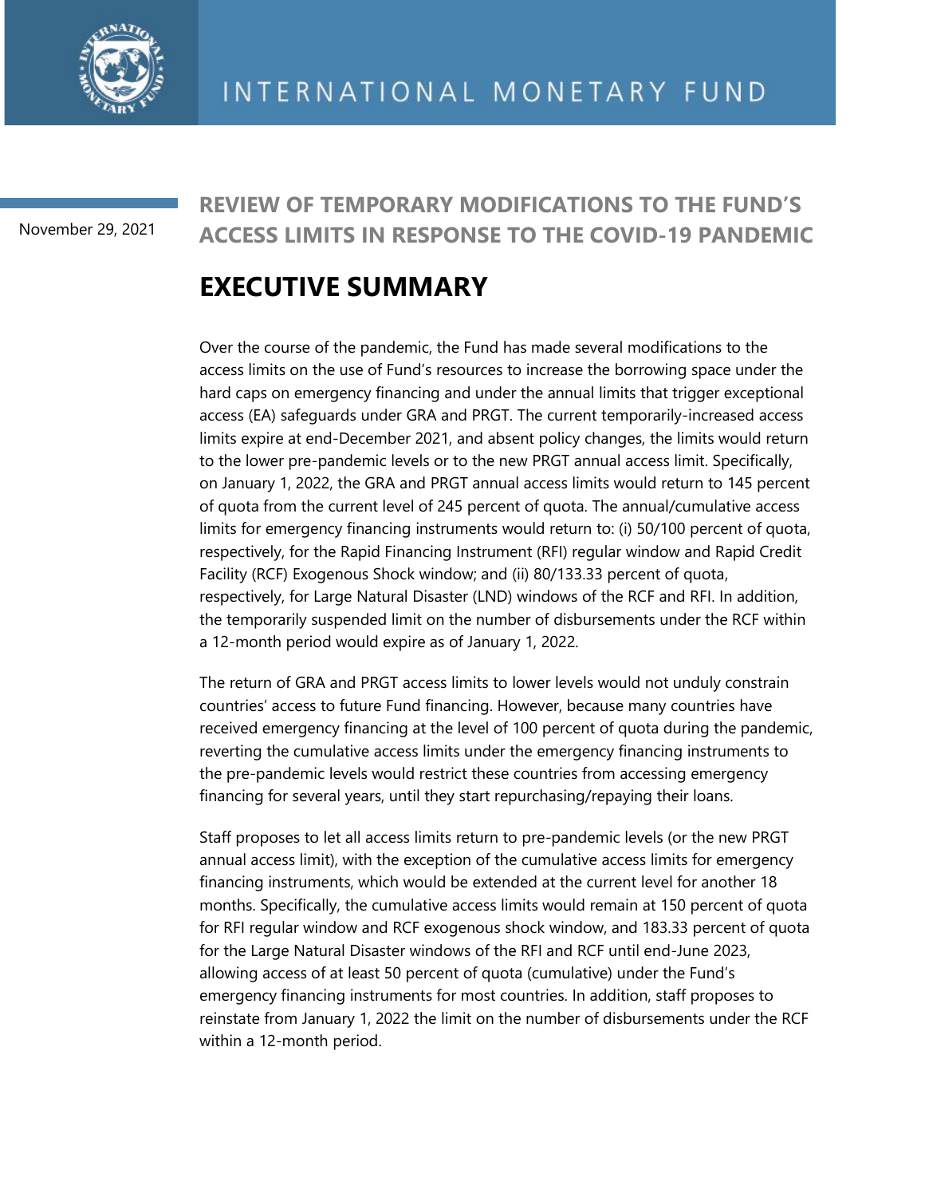November 29, 2021

**REVIEW OF TEMPORARY MODIFICATIONS TO THE FUND'S ACCESS LIMITS IN RESPONSE TO THE COVID-19 PANDEMIC**

# EXECUTIVE SUMMARY

Over the course of the pandemic, the Fund has made several modifications to the access limits on the use of Fund's resources to increase the borrowing space under the hard caps on emergency financing and under the annual limits that trigger exceptional access (EA) safeguards under GRA and PRGT. The current temporarily-increased access limits expire at end-December 2021, and absent policy changes, the limits would return to the lower pre-pandemic levels or to the new PRGT annual access limit. Specifically, on January 1, 2022, the GRA and PRGT annual access limits would return to 145 percent of quota from the current level of 245 percent of quota. The annual/cumulative access limits for emergency financing instruments would return to: (i) 50/100 percent of quota, respectively, for the Rapid Financing Instrument (RFI) regular window and Rapid Credit Facility (RCF) Exogenous Shock window; and (ii) 80/133.33 percent of quota, respectively, for Large Natural Disaster (LND) windows of the RCF and RFI. In addition, the temporarily suspended limit on the number of disbursements under the RCF within a 12-month period would expire as of January 1, 2022.

The return of GRA and PRGT access limits to lower levels would not unduly constrain countries' access to future Fund financing. However, because many countries have received emergency financing at the level of 100 percent of quota during the pandemic, reverting the cumulative access limits under the emergency financing instruments to the pre-pandemic levels would restrict these countries from accessing emergency financing for several years, until they start repurchasing/repaying their loans.

Staff proposes to let all access limits return to pre-pandemic levels (or the new PRGT annual access limit), with the exception of the cumulative access limits for emergency financing instruments, which would be extended at the current level for another 18 months. Specifically, the cumulative access limits would remain at 150 percent of quota for RFI regular window and RCF exogenous shock window, and 183.33 percent of quota for the Large Natural Disaster windows of the RFI and RCF until end-June 2023, allowing access of at least 50 percent of quota (cumulative) under the Fund's emergency financing instruments for most countries. In addition, staff proposes to reinstate from January 1, 2022 the limit on the number of disbursements under the RCF within a 12-month period.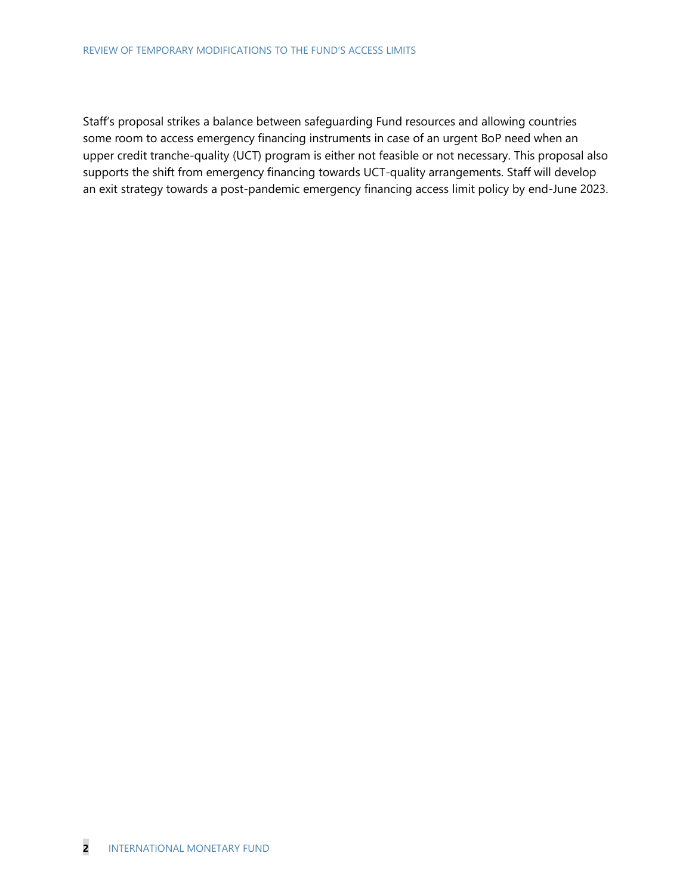Staff's proposal strikes a balance between safeguarding Fund resources and allowing countries some room to access emergency financing instruments in case of an urgent BoP need when an upper credit tranche-quality (UCT) program is either not feasible or not necessary. This proposal also supports the shift from emergency financing towards UCT-quality arrangements. Staff will develop an exit strategy towards a post-pandemic emergency financing access limit policy by end-June 2023.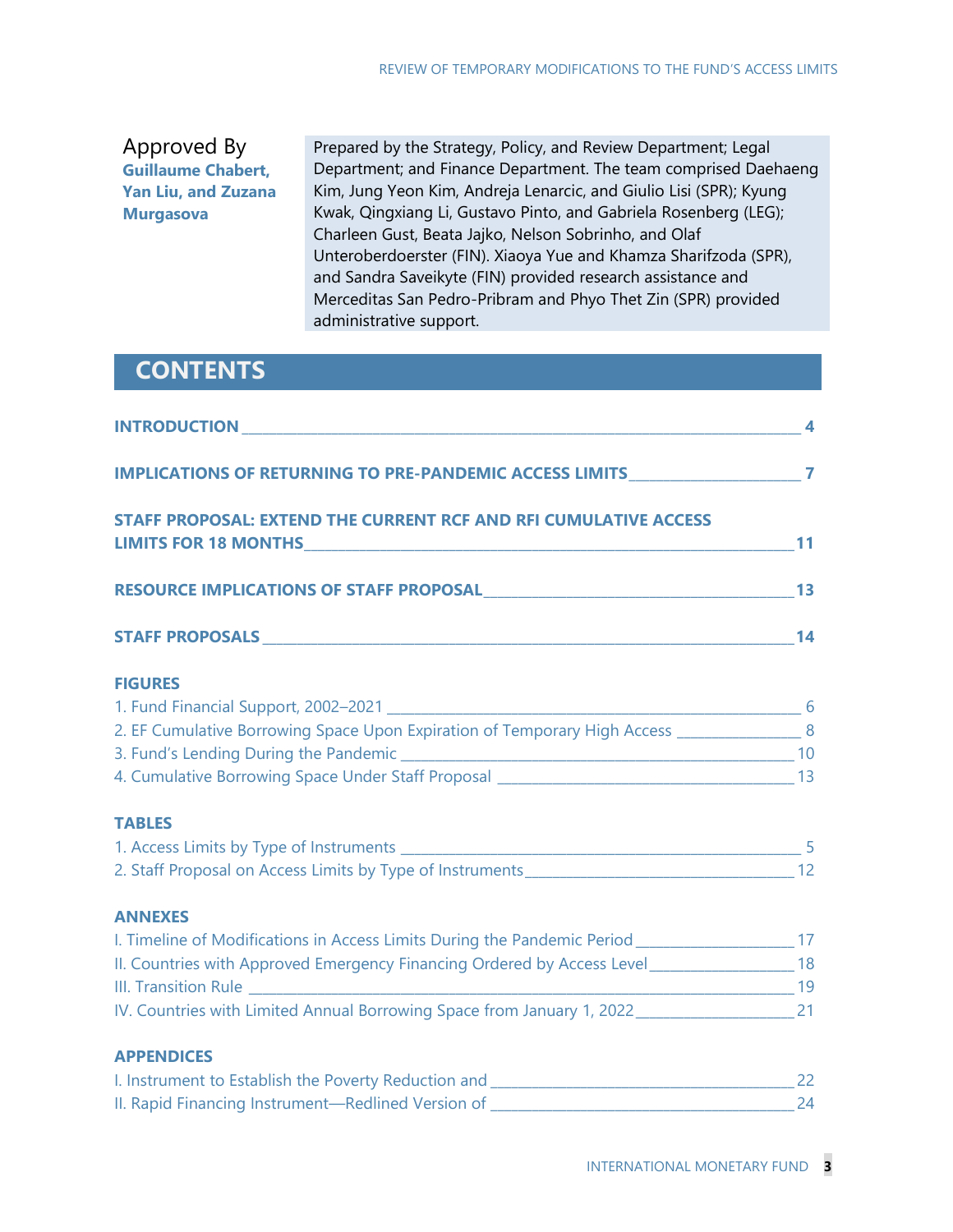Approved By
**Guillaume Chabert, Yan Liu, and Zuzana Murgasova**

Prepared by the Strategy, Policy, and Review Department; Legal Department; and Finance Department. The team comprised Daehaeng Kim, Jung Yeon Kim, Andreja Lenarcic, and Giulio Lisi (SPR); Kyung Kwak, Qingxiang Li, Gustavo Pinto, and Gabriela Rosenberg (LEG); Charleen Gust, Beata Jajko, Nelson Sobrinho, and Olaf Unteroberdoerster (FIN). Xiaoya Yue and Khamza Sharifzoda (SPR), and Sandra Saveikyte (FIN) provided research assistance and Merceditas San Pedro-Pribram and Phyo Thet Zin (SPR) provided administrative support.

## CONTENTS

**INTRODUCTION** _____ 4

**IMPLICATIONS OF RETURNING TO PRE-PANDEMIC ACCESS LIMITS** _____ 7

**STAFF PROPOSAL: EXTEND THE CURRENT RCF AND RFI CUMULATIVE ACCESS LIMITS FOR 18 MONTHS** _____ 11

**RESOURCE IMPLICATIONS OF STAFF PROPOSAL** _____ 13

**STAFF PROPOSALS** _____ 14

**FIGURES**

1. Fund Financial Support, 2002–2021 _____ 6
2. EF Cumulative Borrowing Space Upon Expiration of Temporary High Access _____ 8
3. Fund's Lending During the Pandemic _____ 10
4. Cumulative Borrowing Space Under Staff Proposal _____ 13

**TABLES**

1. Access Limits by Type of Instruments _____ 5
2. Staff Proposal on Access Limits by Type of Instruments _____ 12

**ANNEXES**

I. Timeline of Modifications in Access Limits During the Pandemic Period _____ 17
II. Countries with Approved Emergency Financing Ordered by Access Level _____ 18
III. Transition Rule _____ 19
IV. Countries with Limited Annual Borrowing Space from January 1, 2022 _____ 21

**APPENDICES**

I. Instrument to Establish the Poverty Reduction and _____ 22
II. Rapid Financing Instrument—Redlined Version of _____ 24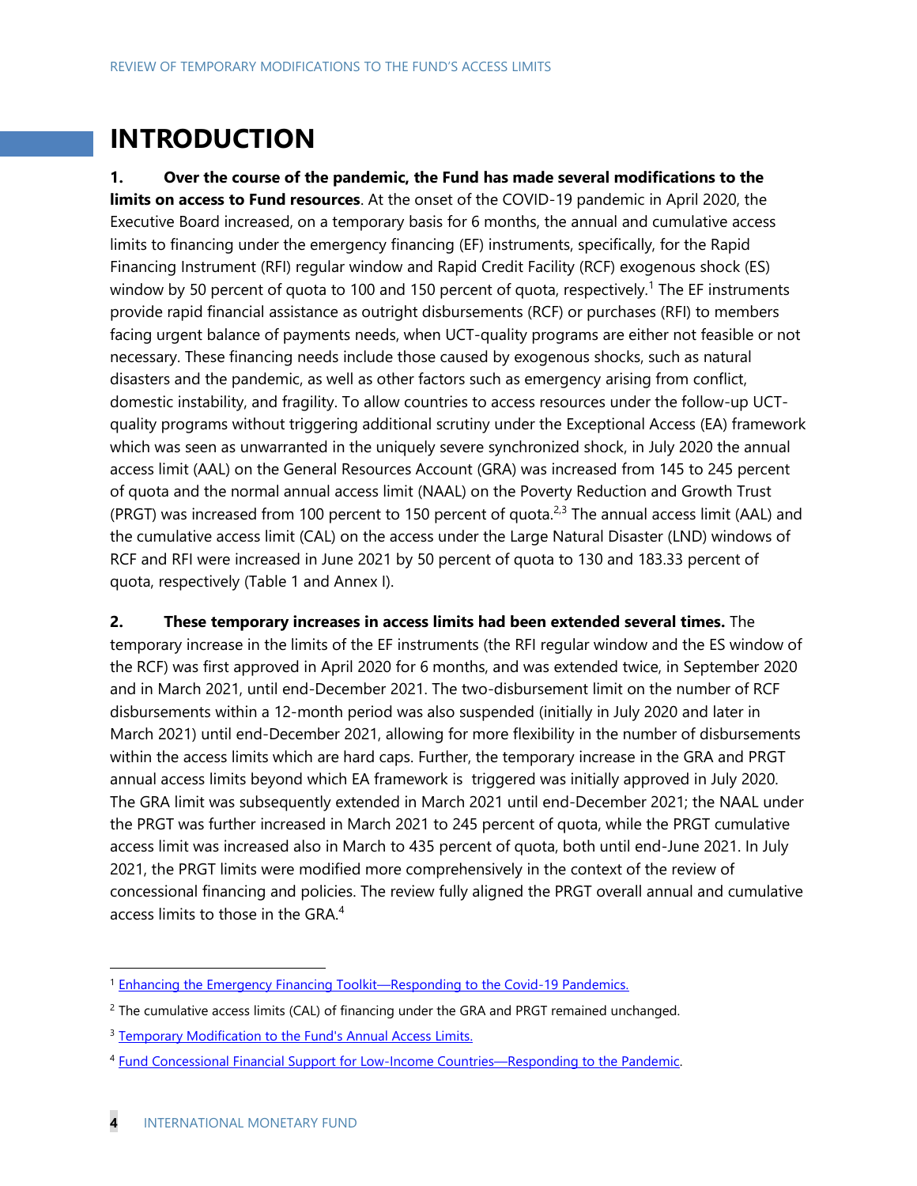# INTRODUCTION

**1. Over the course of the pandemic, the Fund has made several modifications to the limits on access to Fund resources**. At the onset of the COVID-19 pandemic in April 2020, the Executive Board increased, on a temporary basis for 6 months, the annual and cumulative access limits to financing under the emergency financing (EF) instruments, specifically, for the Rapid Financing Instrument (RFI) regular window and Rapid Credit Facility (RCF) exogenous shock (ES) window by 50 percent of quota to 100 and 150 percent of quota, respectively.[1] The EF instruments provide rapid financial assistance as outright disbursements (RCF) or purchases (RFI) to members facing urgent balance of payments needs, when UCT-quality programs are either not feasible or not necessary. These financing needs include those caused by exogenous shocks, such as natural disasters and the pandemic, as well as other factors such as emergency arising from conflict, domestic instability, and fragility. To allow countries to access resources under the follow-up UCT-quality programs without triggering additional scrutiny under the Exceptional Access (EA) framework which was seen as unwarranted in the uniquely severe synchronized shock, in July 2020 the annual access limit (AAL) on the General Resources Account (GRA) was increased from 145 to 245 percent of quota and the normal annual access limit (NAAL) on the Poverty Reduction and Growth Trust (PRGT) was increased from 100 percent to 150 percent of quota.[2,3] The annual access limit (AAL) and the cumulative access limit (CAL) on the access under the Large Natural Disaster (LND) windows of RCF and RFI were increased in June 2021 by 50 percent of quota to 130 and 183.33 percent of quota, respectively (Table 1 and Annex I).

**2. These temporary increases in access limits had been extended several times.** The temporary increase in the limits of the EF instruments (the RFI regular window and the ES window of the RCF) was first approved in April 2020 for 6 months, and was extended twice, in September 2020 and in March 2021, until end-December 2021. The two-disbursement limit on the number of RCF disbursements within a 12-month period was also suspended (initially in July 2020 and later in March 2021) until end-December 2021, allowing for more flexibility in the number of disbursements within the access limits which are hard caps. Further, the temporary increase in the GRA and PRGT annual access limits beyond which EA framework is triggered was initially approved in July 2020. The GRA limit was subsequently extended in March 2021 until end-December 2021; the NAAL under the PRGT was further increased in March 2021 to 245 percent of quota, while the PRGT cumulative access limit was increased also in March to 435 percent of quota, both until end-June 2021. In July 2021, the PRGT limits were modified more comprehensively in the context of the review of concessional financing and policies. The review fully aligned the PRGT overall annual and cumulative access limits to those in the GRA.[4]

---

[1] Enhancing the Emergency Financing Toolkit—Responding to the Covid-19 Pandemics.

[2] The cumulative access limits (CAL) of financing under the GRA and PRGT remained unchanged.

[3] Temporary Modification to the Fund's Annual Access Limits.

[4] Fund Concessional Financial Support for Low-Income Countries—Responding to the Pandemic.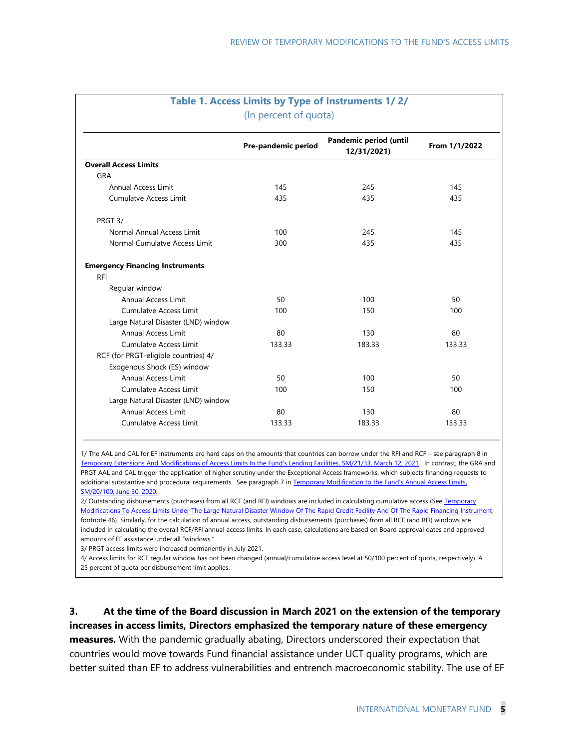**Table 1. Access Limits by Type of Instruments 1/ 2/**
(In percent of quota)

| | Pre-pandemic period | Pandemic period (until 12/31/2021) | From 1/1/2022 |
|---|---|---|---|
| **Overall Access Limits** | | | |
| GRA | | | |
| Annual Access Limit | 145 | 245 | 145 |
| Cumulatve Access Limit | 435 | 435 | 435 |
| PRGT 3/ | | | |
| Normal Annual Access Limit | 100 | 245 | 145 |
| Normal Cumulatve Access Limit | 300 | 435 | 435 |
| **Emergency Financing Instruments** | | | |
| RFI | | | |
| Regular window | | | |
| Annual Access Limit | 50 | 100 | 50 |
| Cumulatve Access Limit | 100 | 150 | 100 |
| Large Natural Disaster (LND) window | | | |
| Annual Access Limit | 80 | 130 | 80 |
| Cumulatve Access Limit | 133.33 | 183.33 | 133.33 |
| RCF (for PRGT-eligible countries) 4/ | | | |
| Exogenous Shock (ES) window | | | |
| Annual Access Limit | 50 | 100 | 50 |
| Cumulatve Access Limit | 100 | 150 | 100 |
| Large Natural Disaster (LND) window | | | |
| Annual Access Limit | 80 | 130 | 80 |
| Cumulatve Access Limit | 133.33 | 183.33 | 133.33 |

1/ The AAL and CAL for EF instruments are hard caps on the amounts that countries can borrow under the RFI and RCF – see paragraph 8 in Temporary Extensions And Modifications of Access Limits In the Fund's Lending Facilities, SM/21/33, March 12, 2021. In contrast, the GRA and PRGT AAL and CAL trigger the application of higher scrutiny under the Exceptional Access frameworks, which subjects financing requests to additional substantive and procedural requirements. See paragraph 7 in Temporary Modification to the Fund's Annual Access Limits, SM/20/100, June 30, 2020.

2/ Outstanding disbursements (purchases) from all RCF (and RFI) windows are included in calculating cumulative access (See Temporary Modifications To Access Limits Under The Large Natural Disaster Window Of The Rapid Credit Facility And Of The Rapid Financing Instrument, footnote 46). Similarly, for the calculation of annual access, outstanding disbursements (purchases) from all RCF (and RFI) windows are included in calculating the overall RCF/RFI annual access limits. In each case, calculations are based on Board approval dates and approved amounts of EF assistance under all "windows."

3/ PRGT access limits were increased permanently in July 2021.

4/ Access limits for RCF regular window has not been changed (annual/cumulative access level at 50/100 percent of quota, respectively). A 25 percent of quota per disbursement limit applies.

3. **At the time of the Board discussion in March 2021 on the extension of the temporary increases in access limits, Directors emphasized the temporary nature of these emergency measures.** With the pandemic gradually abating, Directors underscored their expectation that countries would move towards Fund financial assistance under UCT quality programs, which are better suited than EF to address vulnerabilities and entrench macroeconomic stability. The use of EF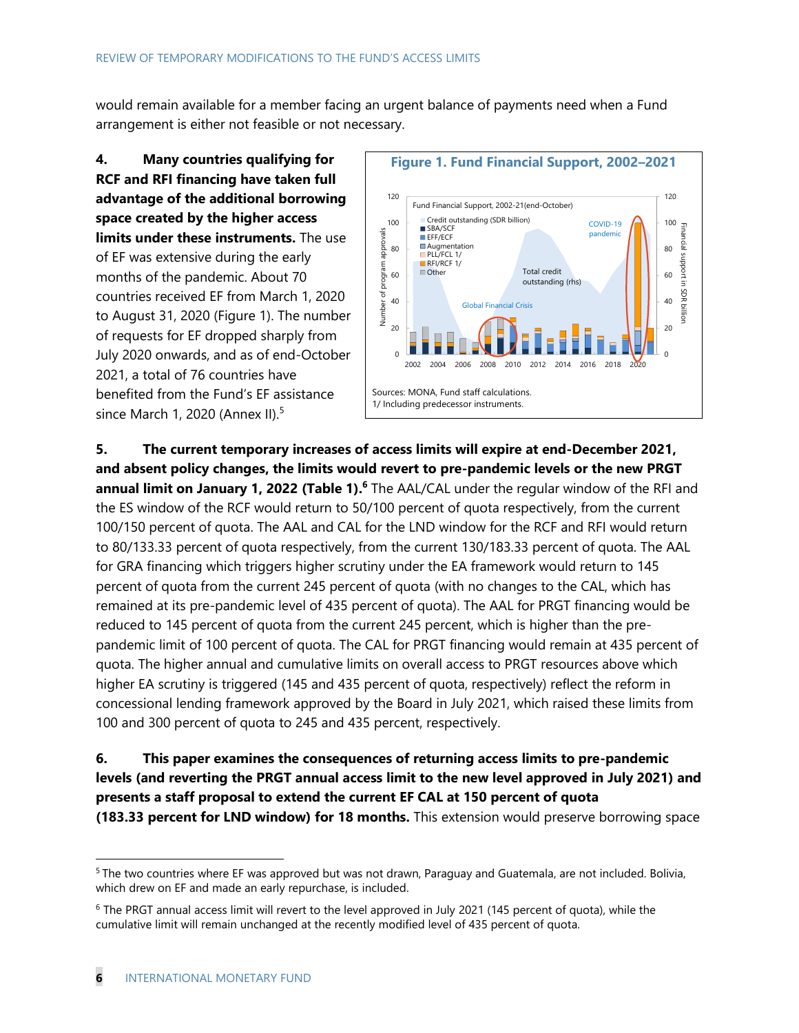would remain available for a member facing an urgent balance of payments need when a Fund arrangement is either not feasible or not necessary.

**4. Many countries qualifying for RCF and RFI financing have taken full advantage of the additional borrowing space created by the higher access limits under these instruments.** The use of EF was extensive during the early months of the pandemic. About 70 countries received EF from March 1, 2020 to August 31, 2020 (Figure 1). The number of requests for EF dropped sharply from July 2020 onwards, and as of end-October 2021, a total of 76 countries have benefited from the Fund's EF assistance since March 1, 2020 (Annex II).[5]

**Figure 1. Fund Financial Support, 2002–2021**

Sources: MONA, Fund staff calculations.
1/ Including predecessor instruments.

**5. The current temporary increases of access limits will expire at end-December 2021, and absent policy changes, the limits would revert to pre-pandemic levels or the new PRGT annual limit on January 1, 2022 (Table 1).[6]** The AAL/CAL under the regular window of the RFI and the ES window of the RCF would return to 50/100 percent of quota respectively, from the current 100/150 percent of quota. The AAL and CAL for the LND window for the RCF and RFI would return to 80/133.33 percent of quota respectively, from the current 130/183.33 percent of quota. The AAL for GRA financing which triggers higher scrutiny under the EA framework would return to 145 percent of quota from the current 245 percent of quota (with no changes to the CAL, which has remained at its pre-pandemic level of 435 percent of quota). The AAL for PRGT financing would be reduced to 145 percent of quota from the current 245 percent, which is higher than the pre-pandemic limit of 100 percent of quota. The CAL for PRGT financing would remain at 435 percent of quota. The higher annual and cumulative limits on overall access to PRGT resources above which higher EA scrutiny is triggered (145 and 435 percent of quota, respectively) reflect the reform in concessional lending framework approved by the Board in July 2021, which raised these limits from 100 and 300 percent of quota to 245 and 435 percent, respectively.

**6. This paper examines the consequences of returning access limits to pre-pandemic levels (and reverting the PRGT annual access limit to the new level approved in July 2021) and presents a staff proposal to extend the current EF CAL at 150 percent of quota (183.33 percent for LND window) for 18 months.** This extension would preserve borrowing space

[5] The two countries where EF was approved but was not drawn, Paraguay and Guatemala, are not included. Bolivia, which drew on EF and made an early repurchase, is included.

[6] The PRGT annual access limit will revert to the level approved in July 2021 (145 percent of quota), while the cumulative limit will remain unchanged at the recently modified level of 435 percent of quota.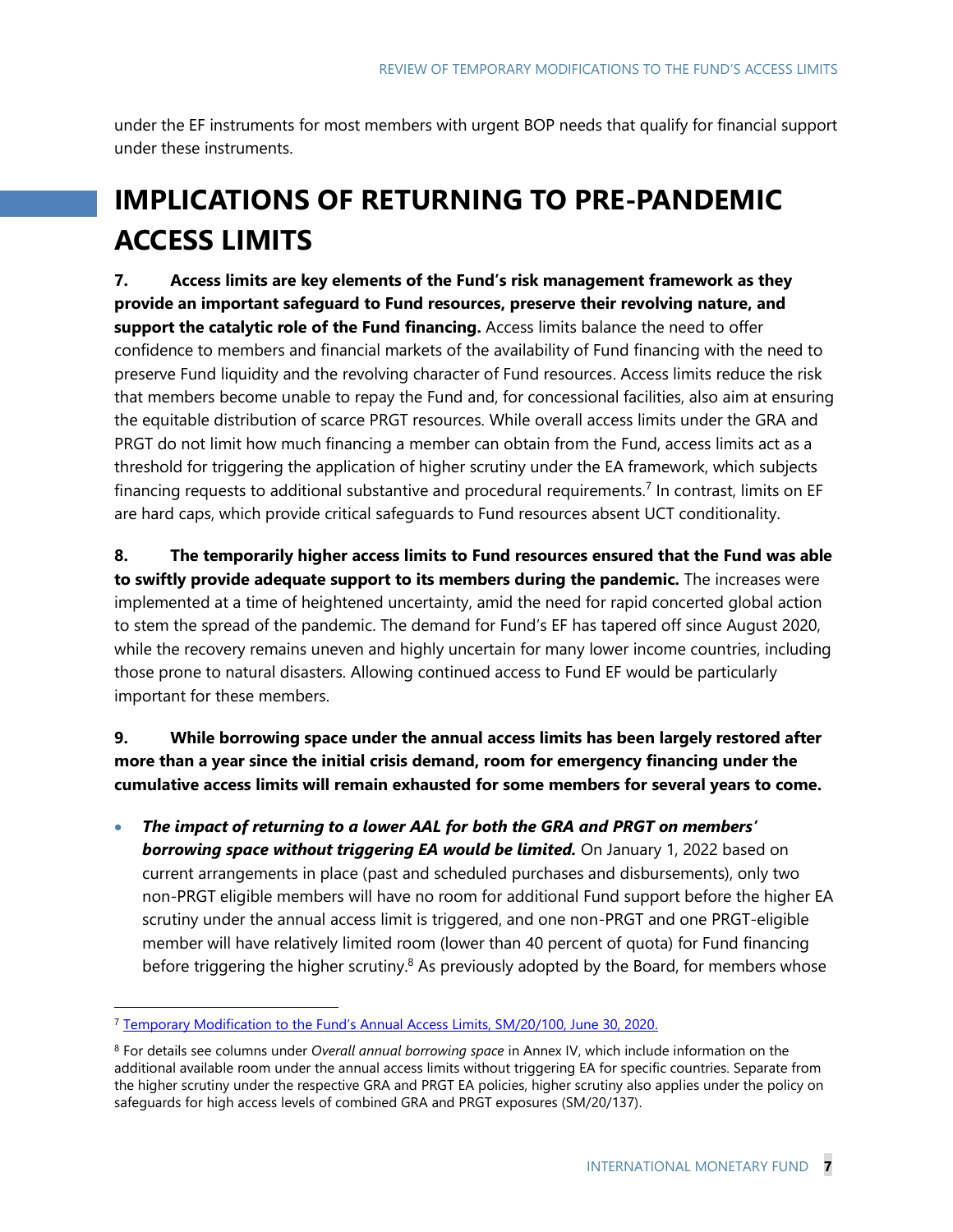under the EF instruments for most members with urgent BOP needs that qualify for financial support under these instruments.

# IMPLICATIONS OF RETURNING TO PRE-PANDEMIC ACCESS LIMITS

**7. Access limits are key elements of the Fund's risk management framework as they provide an important safeguard to Fund resources, preserve their revolving nature, and support the catalytic role of the Fund financing.** Access limits balance the need to offer confidence to members and financial markets of the availability of Fund financing with the need to preserve Fund liquidity and the revolving character of Fund resources. Access limits reduce the risk that members become unable to repay the Fund and, for concessional facilities, also aim at ensuring the equitable distribution of scarce PRGT resources. While overall access limits under the GRA and PRGT do not limit how much financing a member can obtain from the Fund, access limits act as a threshold for triggering the application of higher scrutiny under the EA framework, which subjects financing requests to additional substantive and procedural requirements.[7] In contrast, limits on EF are hard caps, which provide critical safeguards to Fund resources absent UCT conditionality.

**8. The temporarily higher access limits to Fund resources ensured that the Fund was able to swiftly provide adequate support to its members during the pandemic.** The increases were implemented at a time of heightened uncertainty, amid the need for rapid concerted global action to stem the spread of the pandemic. The demand for Fund's EF has tapered off since August 2020, while the recovery remains uneven and highly uncertain for many lower income countries, including those prone to natural disasters. Allowing continued access to Fund EF would be particularly important for these members.

**9. While borrowing space under the annual access limits has been largely restored after more than a year since the initial crisis demand, room for emergency financing under the cumulative access limits will remain exhausted for some members for several years to come.**

- ***The impact of returning to a lower AAL for both the GRA and PRGT on members' borrowing space without triggering EA would be limited.*** On January 1, 2022 based on current arrangements in place (past and scheduled purchases and disbursements), only two non-PRGT eligible members will have no room for additional Fund support before the higher EA scrutiny under the annual access limit is triggered, and one non-PRGT and one PRGT-eligible member will have relatively limited room (lower than 40 percent of quota) for Fund financing before triggering the higher scrutiny.[8] As previously adopted by the Board, for members whose

[7] Temporary Modification to the Fund's Annual Access Limits, SM/20/100, June 30, 2020.

[8] For details see columns under *Overall annual borrowing space* in Annex IV, which include information on the additional available room under the annual access limits without triggering EA for specific countries. Separate from the higher scrutiny under the respective GRA and PRGT EA policies, higher scrutiny also applies under the policy on safeguards for high access levels of combined GRA and PRGT exposures (SM/20/137).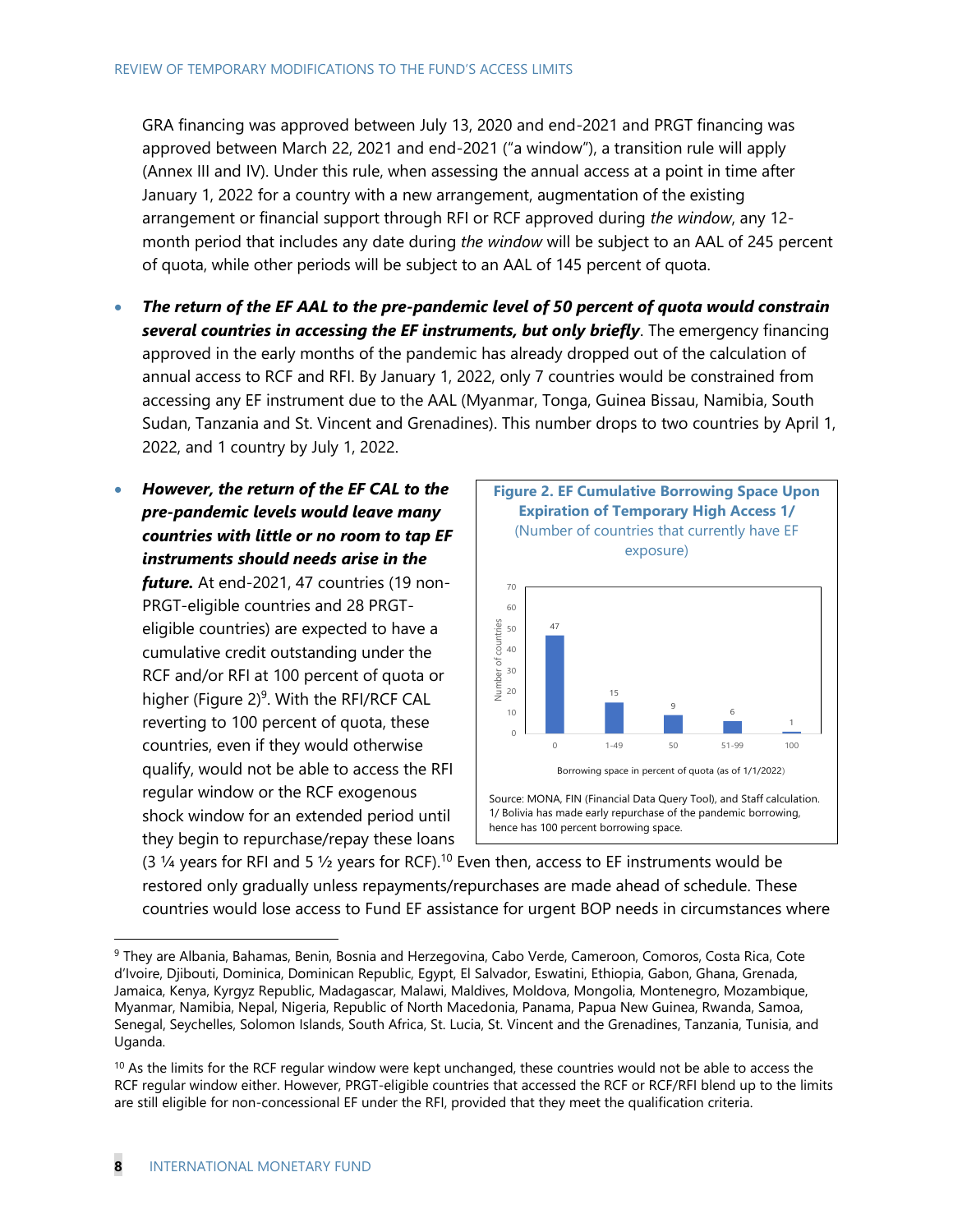GRA financing was approved between July 13, 2020 and end-2021 and PRGT financing was approved between March 22, 2021 and end-2021 ("a window"), a transition rule will apply (Annex III and IV). Under this rule, when assessing the annual access at a point in time after January 1, 2022 for a country with a new arrangement, augmentation of the existing arrangement or financial support through RFI or RCF approved during *the window*, any 12-month period that includes any date during *the window* will be subject to an AAL of 245 percent of quota, while other periods will be subject to an AAL of 145 percent of quota.

- ***The return of the EF AAL to the pre-pandemic level of 50 percent of quota would constrain several countries in accessing the EF instruments, but only briefly***. The emergency financing approved in the early months of the pandemic has already dropped out of the calculation of annual access to RCF and RFI. By January 1, 2022, only 7 countries would be constrained from accessing any EF instrument due to the AAL (Myanmar, Tonga, Guinea Bissau, Namibia, South Sudan, Tanzania and St. Vincent and Grenadines). This number drops to two countries by April 1, 2022, and 1 country by July 1, 2022.

- ***However, the return of the EF CAL to the pre-pandemic levels would leave many countries with little or no room to tap EF instruments should needs arise in the future.*** At end-2021, 47 countries (19 non-PRGT-eligible countries and 28 PRGT-eligible countries) are expected to have a cumulative credit outstanding under the RCF and/or RFI at 100 percent of quota or higher (Figure 2)[9]. With the RFI/RCF CAL reverting to 100 percent of quota, these countries, even if they would otherwise qualify, would not be able to access the RFI regular window or the RCF exogenous shock window for an extended period until they begin to repurchase/repay these loans (3 ¼ years for RFI and 5 ½ years for RCF).[10] Even then, access to EF instruments would be restored only gradually unless repayments/repurchases are made ahead of schedule. These countries would lose access to Fund EF assistance for urgent BOP needs in circumstances where

**Figure 2. EF Cumulative Borrowing Space Upon Expiration of Temporary High Access 1/**

(Number of countries that currently have EF exposure)

| Borrowing space in percent of quota (as of 1/1/2022) | Number of countries |
|---|---|
| 0 | 47 |
| 1-49 | 15 |
| 50 | 9 |
| 51-99 | 6 |
| 100 | 1 |

Source: MONA, FIN (Financial Data Query Tool), and Staff calculation.
1/ Bolivia has made early repurchase of the pandemic borrowing, hence has 100 percent borrowing space.

---

[9] They are Albania, Bahamas, Benin, Bosnia and Herzegovina, Cabo Verde, Cameroon, Comoros, Costa Rica, Cote d'Ivoire, Djibouti, Dominica, Dominican Republic, Egypt, El Salvador, Eswatini, Ethiopia, Gabon, Ghana, Grenada, Jamaica, Kenya, Kyrgyz Republic, Madagascar, Malawi, Maldives, Moldova, Mongolia, Montenegro, Mozambique, Myanmar, Namibia, Nepal, Nigeria, Republic of North Macedonia, Panama, Papua New Guinea, Rwanda, Samoa, Senegal, Seychelles, Solomon Islands, South Africa, St. Lucia, St. Vincent and the Grenadines, Tanzania, Tunisia, and Uganda.

[10] As the limits for the RCF regular window were kept unchanged, these countries would not be able to access the RCF regular window either. However, PRGT-eligible countries that accessed the RCF or RCF/RFI blend up to the limits are still eligible for non-concessional EF under the RFI, provided that they meet the qualification criteria.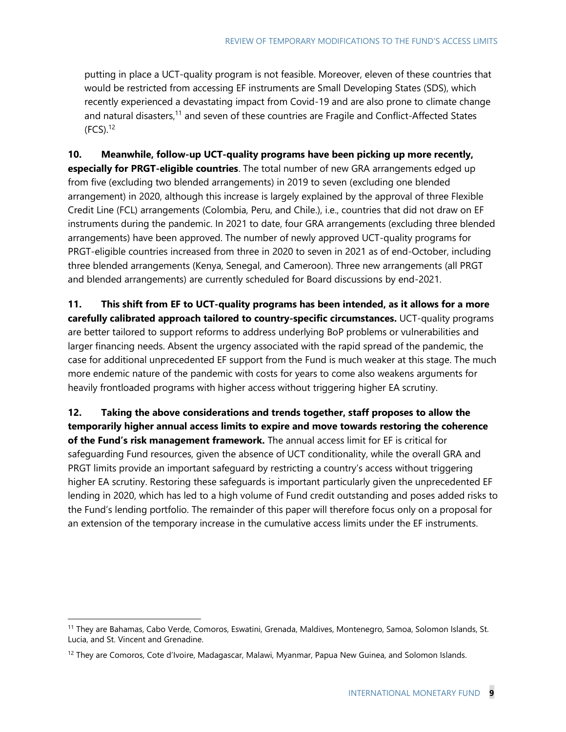putting in place a UCT-quality program is not feasible. Moreover, eleven of these countries that would be restricted from accessing EF instruments are Small Developing States (SDS), which recently experienced a devastating impact from Covid-19 and are also prone to climate change and natural disasters,[11] and seven of these countries are Fragile and Conflict-Affected States (FCS).[12]

**10. Meanwhile, follow-up UCT-quality programs have been picking up more recently, especially for PRGT-eligible countries**. The total number of new GRA arrangements edged up from five (excluding two blended arrangements) in 2019 to seven (excluding one blended arrangement) in 2020, although this increase is largely explained by the approval of three Flexible Credit Line (FCL) arrangements (Colombia, Peru, and Chile.), i.e., countries that did not draw on EF instruments during the pandemic. In 2021 to date, four GRA arrangements (excluding three blended arrangements) have been approved. The number of newly approved UCT-quality programs for PRGT-eligible countries increased from three in 2020 to seven in 2021 as of end-October, including three blended arrangements (Kenya, Senegal, and Cameroon). Three new arrangements (all PRGT and blended arrangements) are currently scheduled for Board discussions by end-2021.

**11. This shift from EF to UCT-quality programs has been intended, as it allows for a more carefully calibrated approach tailored to country-specific circumstances.** UCT-quality programs are better tailored to support reforms to address underlying BoP problems or vulnerabilities and larger financing needs. Absent the urgency associated with the rapid spread of the pandemic, the case for additional unprecedented EF support from the Fund is much weaker at this stage. The much more endemic nature of the pandemic with costs for years to come also weakens arguments for heavily frontloaded programs with higher access without triggering higher EA scrutiny.

**12. Taking the above considerations and trends together, staff proposes to allow the temporarily higher annual access limits to expire and move towards restoring the coherence of the Fund's risk management framework.** The annual access limit for EF is critical for safeguarding Fund resources, given the absence of UCT conditionality, while the overall GRA and PRGT limits provide an important safeguard by restricting a country's access without triggering higher EA scrutiny. Restoring these safeguards is important particularly given the unprecedented EF lending in 2020, which has led to a high volume of Fund credit outstanding and poses added risks to the Fund's lending portfolio. The remainder of this paper will therefore focus only on a proposal for an extension of the temporary increase in the cumulative access limits under the EF instruments.

---

[11] They are Bahamas, Cabo Verde, Comoros, Eswatini, Grenada, Maldives, Montenegro, Samoa, Solomon Islands, St. Lucia, and St. Vincent and Grenadine.

[12] They are Comoros, Cote d'Ivoire, Madagascar, Malawi, Myanmar, Papua New Guinea, and Solomon Islands.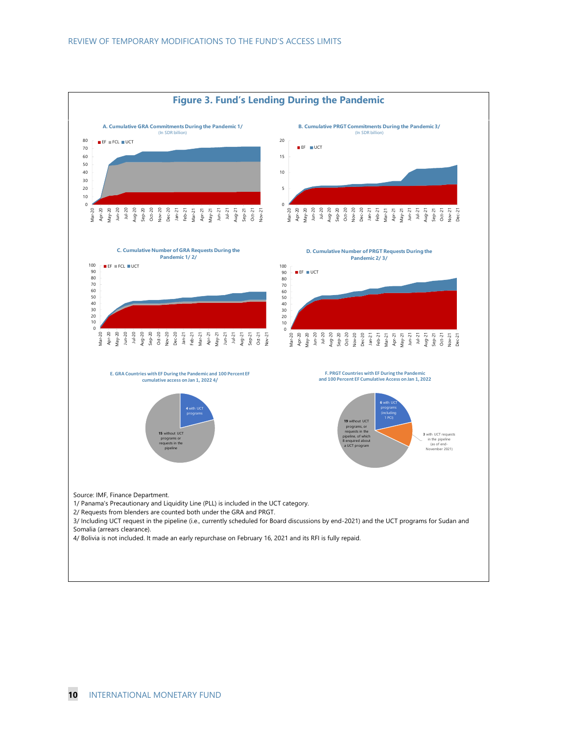## Figure 3. Fund's Lending During the Pandemic

**A. Cumulative GRA Commitments During the Pandemic 1/**
(In SDR billion)

**B. Cumulative PRGT Commitments During the Pandemic 3/**
(In SDR billion)

**C. Cumulative Number of GRA Requests During the Pandemic 1/ 2/**

**D. Cumulative Number of PRGT Requests During the Pandemic 2/ 3/**

**E. GRA Countries with EF During the Pandemic and 100 Percent EF cumulative access on Jan 1, 2022 4/**

**4** with UCT programs

**15** without UCT programs or requests in the pipeline

**F. PRGT Countries with EF During the Pandemic and 100 Percent EF Cumulative Access on Jan 1, 2022**

**6** with UCT programs (including 1 PCI)

**3** with UCT requests in the pipeline (as of end-November 2021)

**19** without UCT programs, or requests in the pipeline, of which 8 enquired about a UCT program

Source: IMF, Finance Department.

1/ Panama's Precautionary and Liquidity Line (PLL) is included in the UCT category.

2/ Requests from blenders are counted both under the GRA and PRGT.

3/ Including UCT request in the pipeline (i.e., currently scheduled for Board discussions by end-2021) and the UCT programs for Sudan and Somalia (arrears clearance).

4/ Bolivia is not included. It made an early repurchase on February 16, 2021 and its RFI is fully repaid.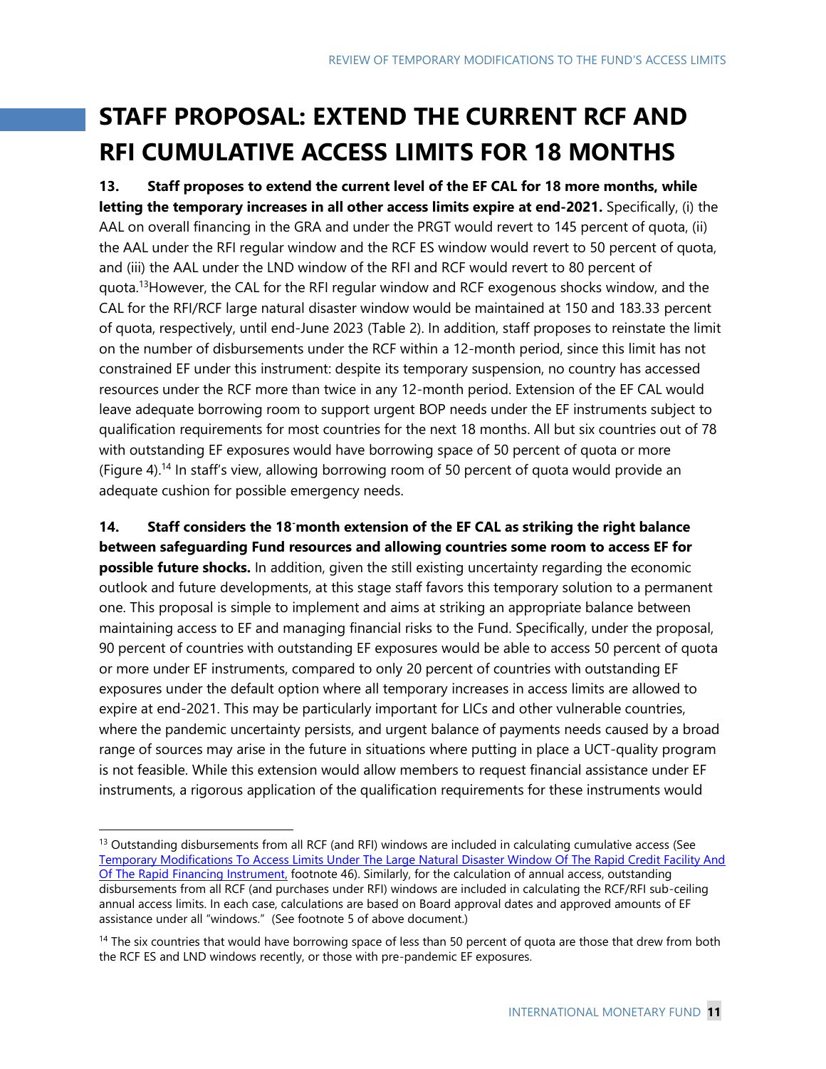# STAFF PROPOSAL: EXTEND THE CURRENT RCF AND RFI CUMULATIVE ACCESS LIMITS FOR 18 MONTHS

**13. Staff proposes to extend the current level of the EF CAL for 18 more months, while letting the temporary increases in all other access limits expire at end-2021.** Specifically, (i) the AAL on overall financing in the GRA and under the PRGT would revert to 145 percent of quota, (ii) the AAL under the RFI regular window and the RCF ES window would revert to 50 percent of quota, and (iii) the AAL under the LND window of the RFI and RCF would revert to 80 percent of quota.[13] However, the CAL for the RFI regular window and RCF exogenous shocks window, and the CAL for the RFI/RCF large natural disaster window would be maintained at 150 and 183.33 percent of quota, respectively, until end-June 2023 (Table 2). In addition, staff proposes to reinstate the limit on the number of disbursements under the RCF within a 12-month period, since this limit has not constrained EF under this instrument: despite its temporary suspension, no country has accessed resources under the RCF more than twice in any 12-month period. Extension of the EF CAL would leave adequate borrowing room to support urgent BOP needs under the EF instruments subject to qualification requirements for most countries for the next 18 months. All but six countries out of 78 with outstanding EF exposures would have borrowing space of 50 percent of quota or more (Figure 4).[14] In staff's view, allowing borrowing room of 50 percent of quota would provide an adequate cushion for possible emergency needs.

**14. Staff considers the 18-month extension of the EF CAL as striking the right balance between safeguarding Fund resources and allowing countries some room to access EF for possible future shocks.** In addition, given the still existing uncertainty regarding the economic outlook and future developments, at this stage staff favors this temporary solution to a permanent one. This proposal is simple to implement and aims at striking an appropriate balance between maintaining access to EF and managing financial risks to the Fund. Specifically, under the proposal, 90 percent of countries with outstanding EF exposures would be able to access 50 percent of quota or more under EF instruments, compared to only 20 percent of countries with outstanding EF exposures under the default option where all temporary increases in access limits are allowed to expire at end-2021. This may be particularly important for LICs and other vulnerable countries, where the pandemic uncertainty persists, and urgent balance of payments needs caused by a broad range of sources may arise in the future in situations where putting in place a UCT-quality program is not feasible. While this extension would allow members to request financial assistance under EF instruments, a rigorous application of the qualification requirements for these instruments would

---

[13] Outstanding disbursements from all RCF (and RFI) windows are included in calculating cumulative access (See Temporary Modifications To Access Limits Under The Large Natural Disaster Window Of The Rapid Credit Facility And Of The Rapid Financing Instrument, footnote 46). Similarly, for the calculation of annual access, outstanding disbursements from all RCF (and purchases under RFI) windows are included in calculating the RCF/RFI sub-ceiling annual access limits. In each case, calculations are based on Board approval dates and approved amounts of EF assistance under all "windows." (See footnote 5 of above document.)

[14] The six countries that would have borrowing space of less than 50 percent of quota are those that drew from both the RCF ES and LND windows recently, or those with pre-pandemic EF exposures.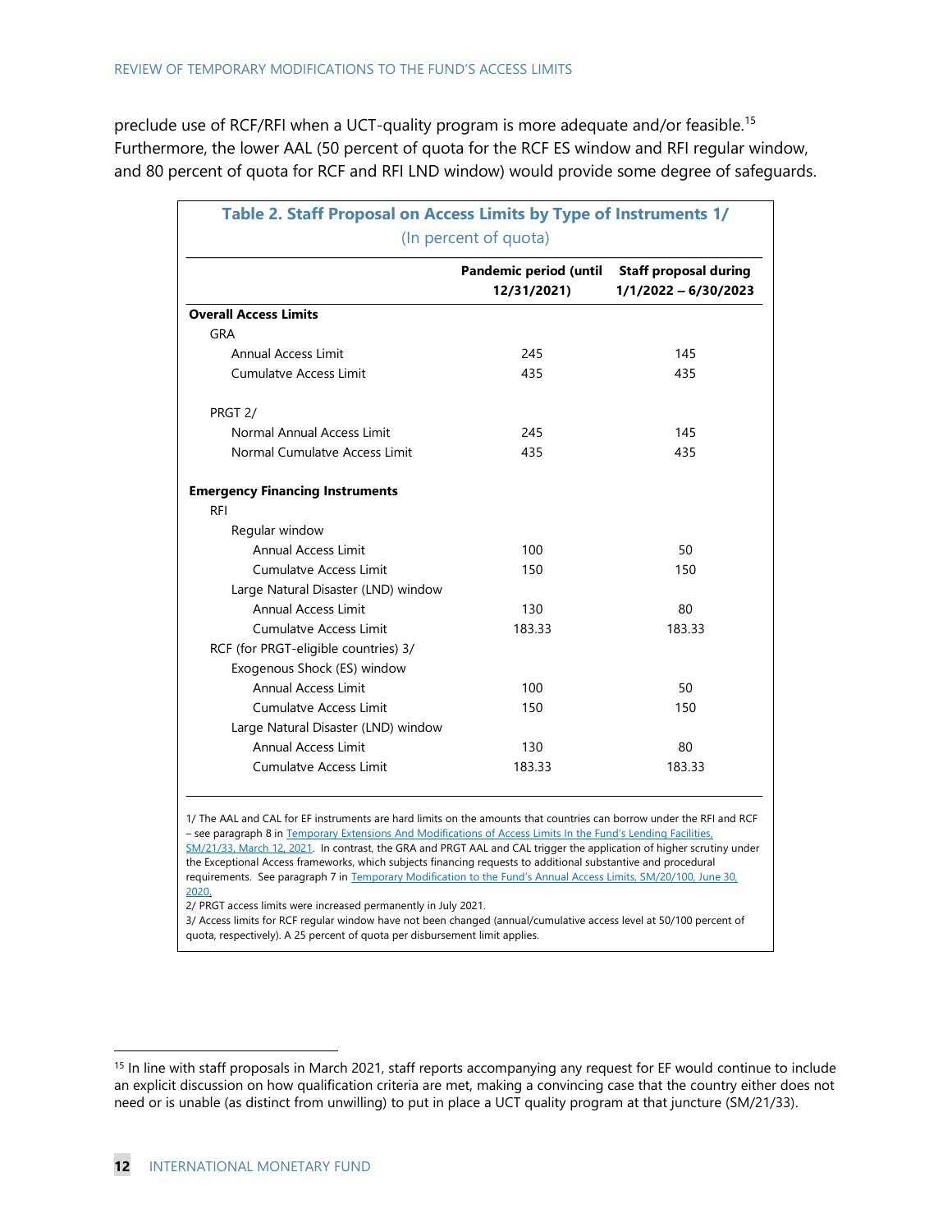preclude use of RCF/RFI when a UCT-quality program is more adequate and/or feasible.[15] Furthermore, the lower AAL (50 percent of quota for the RCF ES window and RFI regular window, and 80 percent of quota for RCF and RFI LND window) would provide some degree of safeguards.

**Table 2. Staff Proposal on Access Limits by Type of Instruments 1/**
(In percent of quota)

| | Pandemic period (until 12/31/2021) | Staff proposal during 1/1/2022 – 6/30/2023 |
|---|---|---|
| **Overall Access Limits** | | |
| GRA | | |
| Annual Access Limit | 245 | 145 |
| Cumulatve Access Limit | 435 | 435 |
| PRGT 2/ | | |
| Normal Annual Access Limit | 245 | 145 |
| Normal Cumulatve Access Limit | 435 | 435 |
| **Emergency Financing Instruments** | | |
| RFI | | |
| Regular window | | |
| Annual Access Limit | 100 | 50 |
| Cumulatve Access Limit | 150 | 150 |
| Large Natural Disaster (LND) window | | |
| Annual Access Limit | 130 | 80 |
| Cumulatve Access Limit | 183.33 | 183.33 |
| RCF (for PRGT-eligible countries) 3/ | | |
| Exogenous Shock (ES) window | | |
| Annual Access Limit | 100 | 50 |
| Cumulatve Access Limit | 150 | 150 |
| Large Natural Disaster (LND) window | | |
| Annual Access Limit | 130 | 80 |
| Cumulatve Access Limit | 183.33 | 183.33 |

1/ The AAL and CAL for EF instruments are hard limits on the amounts that countries can borrow under the RFI and RCF – see paragraph 8 in Temporary Extensions And Modifications of Access Limits In the Fund's Lending Facilities, SM/21/33, March 12, 2021. In contrast, the GRA and PRGT AAL and CAL trigger the application of higher scrutiny under the Exceptional Access frameworks, which subjects financing requests to additional substantive and procedural requirements. See paragraph 7 in Temporary Modification to the Fund's Annual Access Limits, SM/20/100, June 30, 2020.
2/ PRGT access limits were increased permanently in July 2021.
3/ Access limits for RCF regular window have not been changed (annual/cumulative access level at 50/100 percent of quota, respectively). A 25 percent of quota per disbursement limit applies.

[15] In line with staff proposals in March 2021, staff reports accompanying any request for EF would continue to include an explicit discussion on how qualification criteria are met, making a convincing case that the country either does not need or is unable (as distinct from unwilling) to put in place a UCT quality program at that juncture (SM/21/33).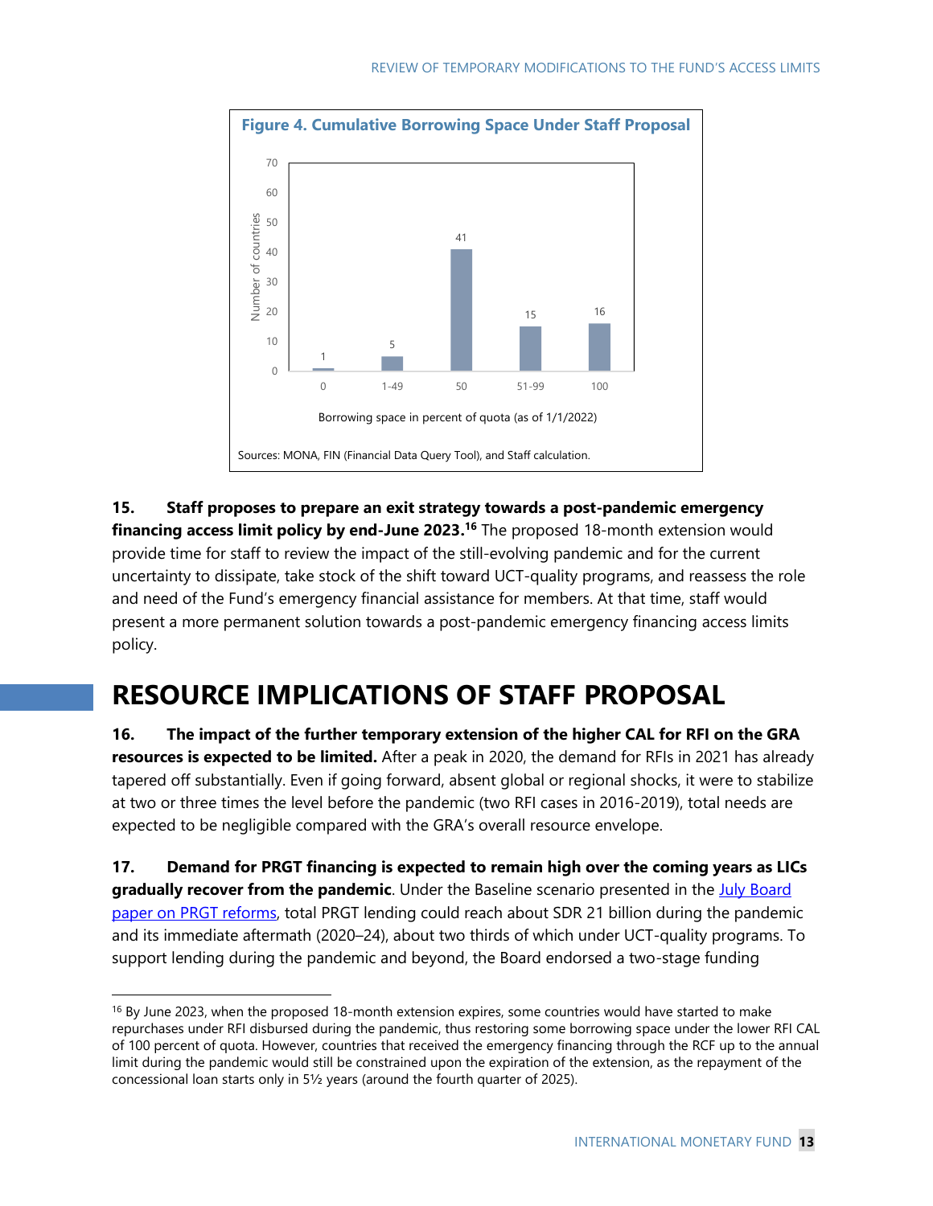**Figure 4. Cumulative Borrowing Space Under Staff Proposal**

| Borrowing space in percent of quota (as of 1/1/2022) | Number of countries |
|---|---|
| 0 | 1 |
| 1-49 | 5 |
| 50 | 41 |
| 51-99 | 15 |
| 100 | 16 |

Sources: MONA, FIN (Financial Data Query Tool), and Staff calculation.

**15. Staff proposes to prepare an exit strategy towards a post-pandemic emergency financing access limit policy by end-June 2023.[16]** The proposed 18-month extension would provide time for staff to review the impact of the still-evolving pandemic and for the current uncertainty to dissipate, take stock of the shift toward UCT-quality programs, and reassess the role and need of the Fund's emergency financial assistance for members. At that time, staff would present a more permanent solution towards a post-pandemic emergency financing access limits policy.

## RESOURCE IMPLICATIONS OF STAFF PROPOSAL

**16. The impact of the further temporary extension of the higher CAL for RFI on the GRA resources is expected to be limited.** After a peak in 2020, the demand for RFIs in 2021 has already tapered off substantially. Even if going forward, absent global or regional shocks, it were to stabilize at two or three times the level before the pandemic (two RFI cases in 2016-2019), total needs are expected to be negligible compared with the GRA's overall resource envelope.

**17. Demand for PRGT financing is expected to remain high over the coming years as LICs gradually recover from the pandemic**. Under the Baseline scenario presented in the July Board paper on PRGT reforms, total PRGT lending could reach about SDR 21 billion during the pandemic and its immediate aftermath (2020–24), about two thirds of which under UCT-quality programs. To support lending during the pandemic and beyond, the Board endorsed a two-stage funding

[16] By June 2023, when the proposed 18-month extension expires, some countries would have started to make repurchases under RFI disbursed during the pandemic, thus restoring some borrowing space under the lower RFI CAL of 100 percent of quota. However, countries that received the emergency financing through the RCF up to the annual limit during the pandemic would still be constrained upon the expiration of the extension, as the repayment of the concessional loan starts only in 5½ years (around the fourth quarter of 2025).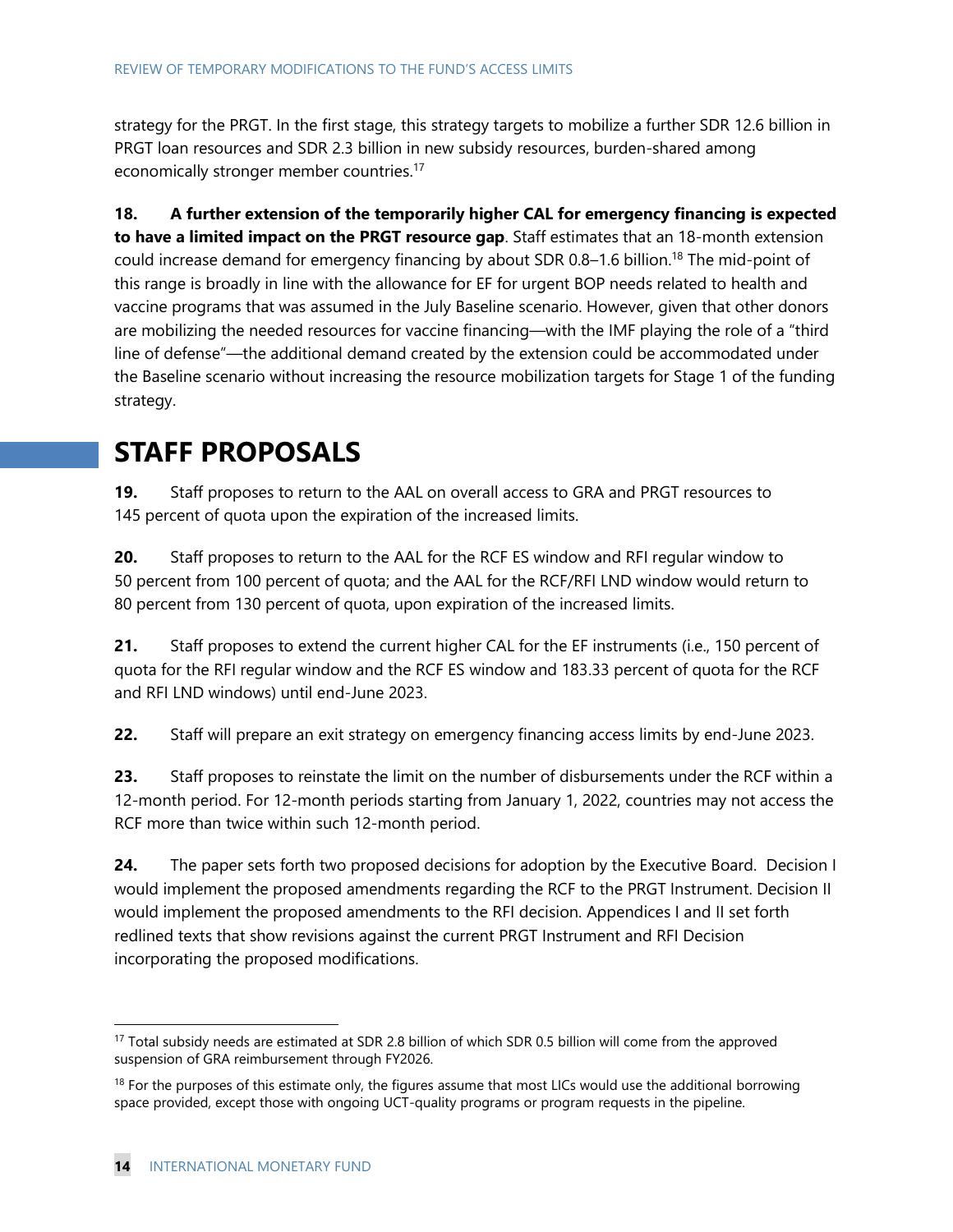strategy for the PRGT. In the first stage, this strategy targets to mobilize a further SDR 12.6 billion in PRGT loan resources and SDR 2.3 billion in new subsidy resources, burden-shared among economically stronger member countries.[17]

**18. A further extension of the temporarily higher CAL for emergency financing is expected to have a limited impact on the PRGT resource gap**. Staff estimates that an 18-month extension could increase demand for emergency financing by about SDR 0.8–1.6 billion.[18] The mid-point of this range is broadly in line with the allowance for EF for urgent BOP needs related to health and vaccine programs that was assumed in the July Baseline scenario. However, given that other donors are mobilizing the needed resources for vaccine financing—with the IMF playing the role of a "third line of defense"—the additional demand created by the extension could be accommodated under the Baseline scenario without increasing the resource mobilization targets for Stage 1 of the funding strategy.

# STAFF PROPOSALS

**19.** Staff proposes to return to the AAL on overall access to GRA and PRGT resources to 145 percent of quota upon the expiration of the increased limits.

**20.** Staff proposes to return to the AAL for the RCF ES window and RFI regular window to 50 percent from 100 percent of quota; and the AAL for the RCF/RFI LND window would return to 80 percent from 130 percent of quota, upon expiration of the increased limits.

**21.** Staff proposes to extend the current higher CAL for the EF instruments (i.e., 150 percent of quota for the RFI regular window and the RCF ES window and 183.33 percent of quota for the RCF and RFI LND windows) until end-June 2023.

**22.** Staff will prepare an exit strategy on emergency financing access limits by end-June 2023.

**23.** Staff proposes to reinstate the limit on the number of disbursements under the RCF within a 12-month period. For 12-month periods starting from January 1, 2022, countries may not access the RCF more than twice within such 12-month period.

**24.** The paper sets forth two proposed decisions for adoption by the Executive Board. Decision I would implement the proposed amendments regarding the RCF to the PRGT Instrument. Decision II would implement the proposed amendments to the RFI decision. Appendices I and II set forth redlined texts that show revisions against the current PRGT Instrument and RFI Decision incorporating the proposed modifications.

---

[17] Total subsidy needs are estimated at SDR 2.8 billion of which SDR 0.5 billion will come from the approved suspension of GRA reimbursement through FY2026.

[18] For the purposes of this estimate only, the figures assume that most LICs would use the additional borrowing space provided, except those with ongoing UCT-quality programs or program requests in the pipeline.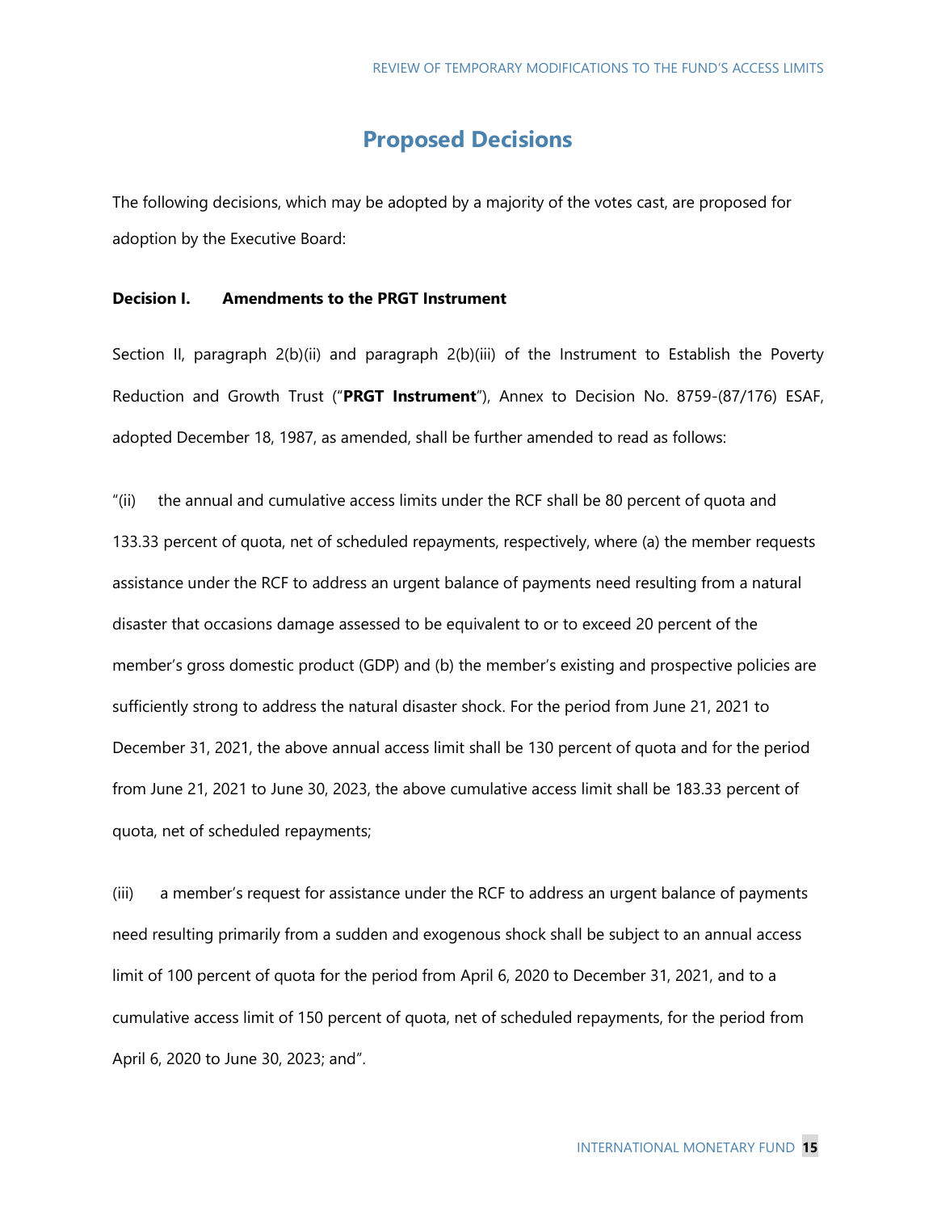## Proposed Decisions

The following decisions, which may be adopted by a majority of the votes cast, are proposed for adoption by the Executive Board:

**Decision I. Amendments to the PRGT Instrument**

Section II, paragraph 2(b)(ii) and paragraph 2(b)(iii) of the Instrument to Establish the Poverty Reduction and Growth Trust ("**PRGT Instrument**"), Annex to Decision No. 8759-(87/176) ESAF, adopted December 18, 1987, as amended, shall be further amended to read as follows:

"(ii) the annual and cumulative access limits under the RCF shall be 80 percent of quota and 133.33 percent of quota, net of scheduled repayments, respectively, where (a) the member requests assistance under the RCF to address an urgent balance of payments need resulting from a natural disaster that occasions damage assessed to be equivalent to or to exceed 20 percent of the member's gross domestic product (GDP) and (b) the member's existing and prospective policies are sufficiently strong to address the natural disaster shock. For the period from June 21, 2021 to December 31, 2021, the above annual access limit shall be 130 percent of quota and for the period from June 21, 2021 to June 30, 2023, the above cumulative access limit shall be 183.33 percent of quota, net of scheduled repayments;

(iii) a member's request for assistance under the RCF to address an urgent balance of payments need resulting primarily from a sudden and exogenous shock shall be subject to an annual access limit of 100 percent of quota for the period from April 6, 2020 to December 31, 2021, and to a cumulative access limit of 150 percent of quota, net of scheduled repayments, for the period from April 6, 2020 to June 30, 2023; and".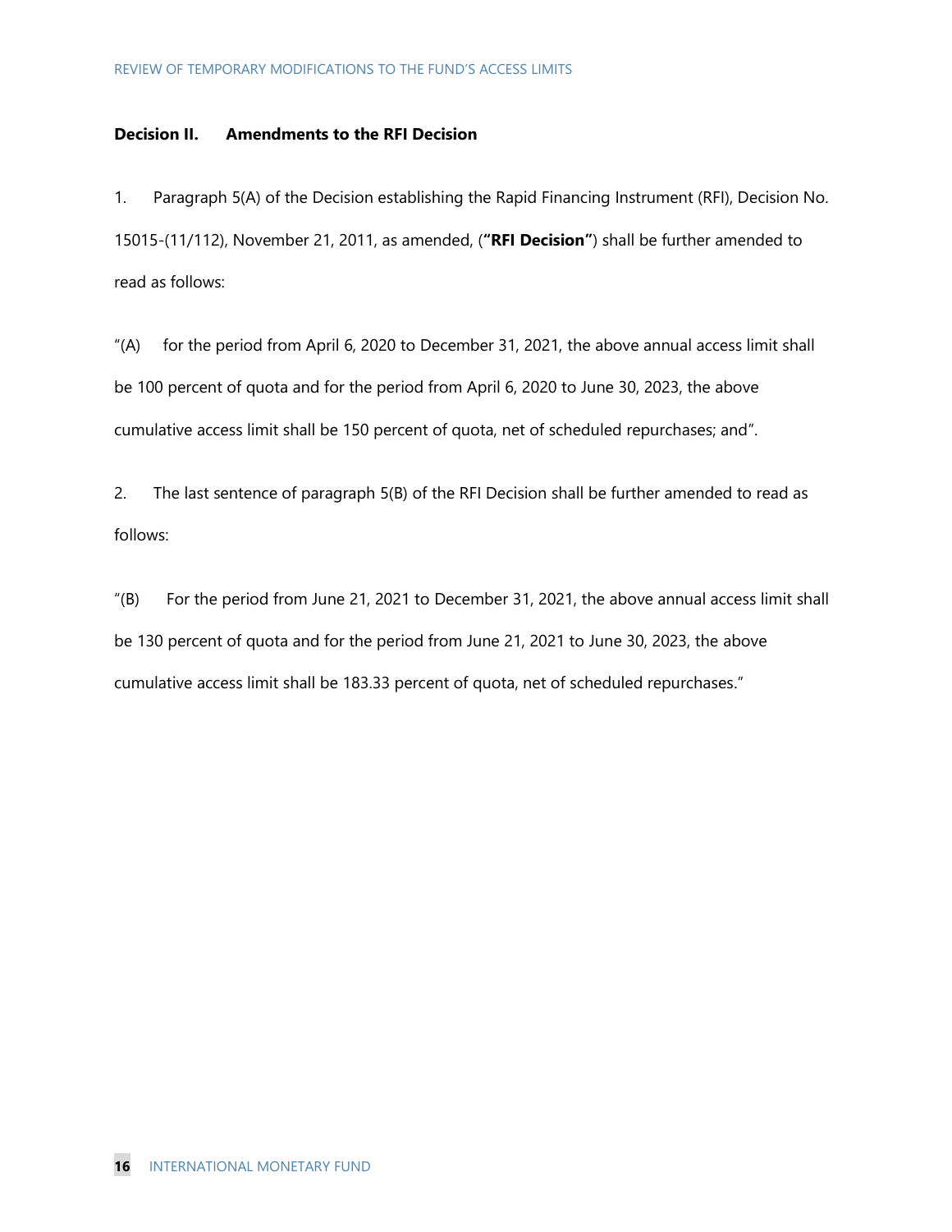**Decision II. Amendments to the RFI Decision**

1. Paragraph 5(A) of the Decision establishing the Rapid Financing Instrument (RFI), Decision No. 15015-(11/112), November 21, 2011, as amended, (**"RFI Decision"**) shall be further amended to read as follows:

"(A) for the period from April 6, 2020 to December 31, 2021, the above annual access limit shall be 100 percent of quota and for the period from April 6, 2020 to June 30, 2023, the above cumulative access limit shall be 150 percent of quota, net of scheduled repurchases; and".

2. The last sentence of paragraph 5(B) of the RFI Decision shall be further amended to read as follows:

"(B) For the period from June 21, 2021 to December 31, 2021, the above annual access limit shall be 130 percent of quota and for the period from June 21, 2021 to June 30, 2023, the above cumulative access limit shall be 183.33 percent of quota, net of scheduled repurchases."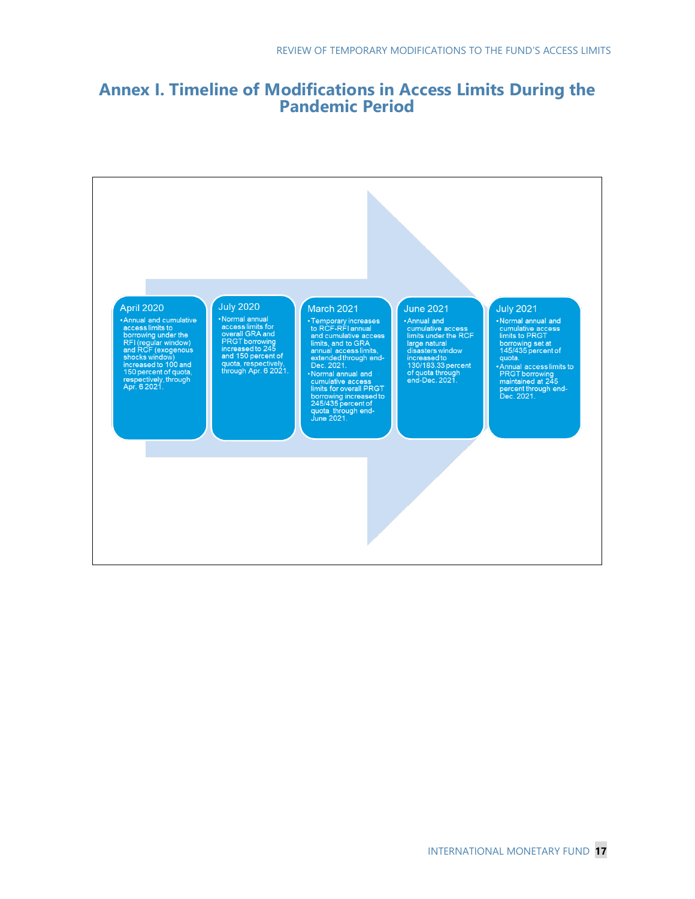# Annex I. Timeline of Modifications in Access Limits During the Pandemic Period

**April 2020**

- Annual and cumulative access limits to borrowing under the RFI (regular window) and RCF (exogenous shocks window) increased to 100 and 150 percent of quota, respectively, through Apr. 6 2021.

**July 2020**

- Normal annual access limits for overall GRA and PRGT borrowing increased to 245 and 150 percent of quota, respectively, through Apr. 6 2021.

**March 2021**

- Temporary increases to RCF-RFI annual and cumulative access limits, and to GRA annual access limits, extended through end-Dec. 2021.
- Normal annual and cumulative access limits for overall PRGT borrowing increased to 245/435 percent of quota through end-June 2021.

**June 2021**

- Annual and cumulative access limits under the RCF large natural disasters window increased to 130/183.33 percent of quota through end-Dec. 2021.

**July 2021**

- Normal annual and cumulative access limits to PRGT borrowing set at 145/435 percent of quota.
- Annual access limits to PRGT borrowing maintained at 245 percent through end-Dec. 2021.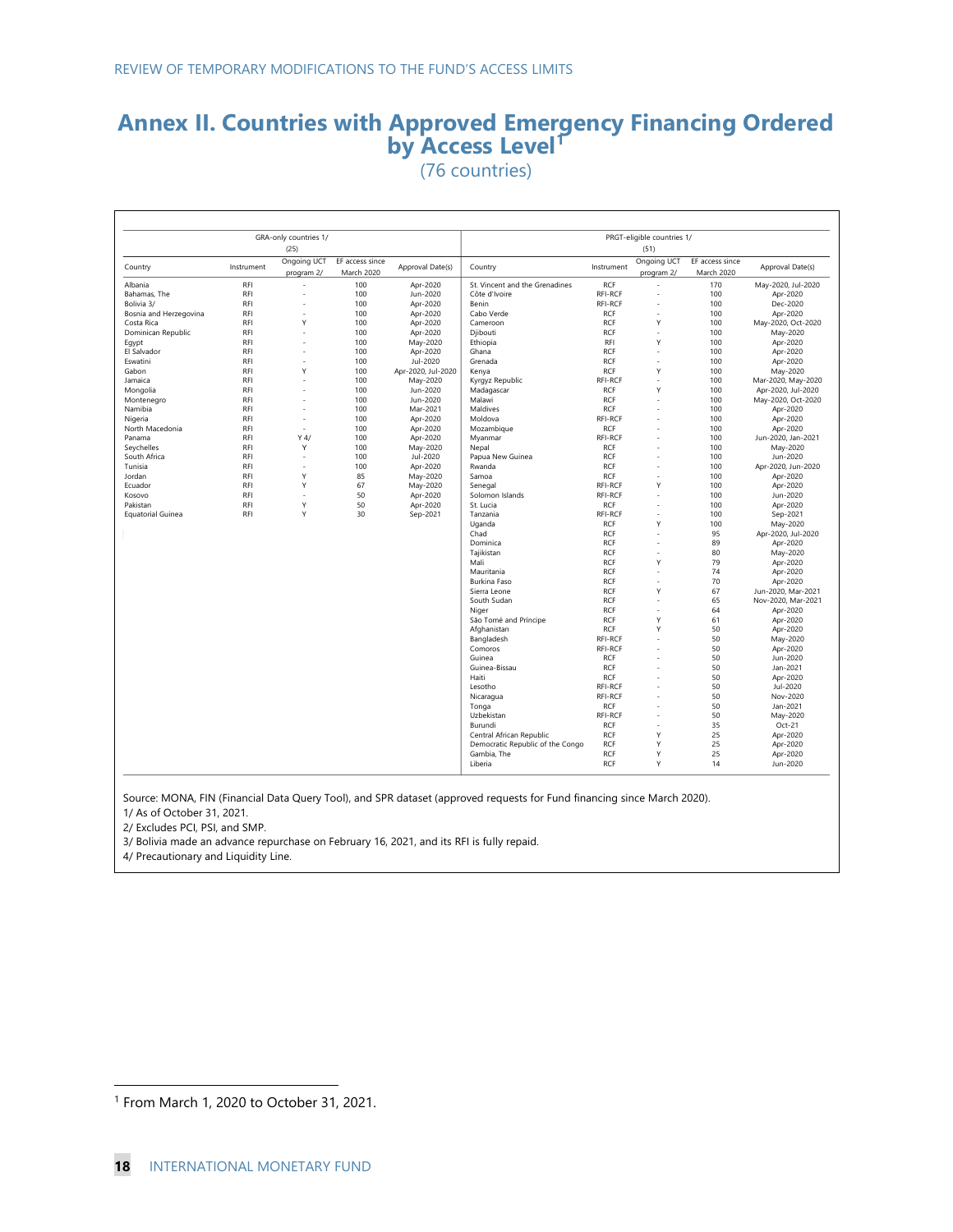# Annex II. Countries with Approved Emergency Financing Ordered by Access Level[1]

(76 countries)

| GRA-only countries 1/ (25) | | | | | PRGT-eligible countries 1/ (51) | | | | |
|---|---|---|---|---|---|---|---|---|---|
| Country | Instrument | Ongoing UCT program 2/ | EF access since March 2020 | Approval Date(s) | Country | Instrument | Ongoing UCT program 2/ | EF access since March 2020 | Approval Date(s) |
| Albania | RFI | - | 100 | Apr-2020 | St. Vincent and the Grenadines | RCF | - | 170 | May-2020, Jul-2020 |
| Bahamas, The | RFI | - | 100 | Jun-2020 | Côte d'Ivoire | RFI-RCF | - | 100 | Apr-2020 |
| Bolivia 3/ | RFI | - | 100 | Apr-2020 | Benin | RFI-RCF | - | 100 | Dec-2020 |
| Bosnia and Herzegovina | RFI | - | 100 | Apr-2020 | Cabo Verde | RCF | - | 100 | Apr-2020 |
| Costa Rica | RFI | Y | 100 | Apr-2020 | Cameroon | RCF | Y | 100 | May-2020, Oct-2020 |
| Dominican Republic | RFI | - | 100 | Apr-2020 | Djibouti | RCF | - | 100 | May-2020 |
| Egypt | RFI | - | 100 | May-2020 | Ethiopia | RFI | Y | 100 | Apr-2020 |
| El Salvador | RFI | - | 100 | Apr-2020 | Ghana | RCF | - | 100 | Apr-2020 |
| Eswatini | RFI | - | 100 | Jul-2020 | Grenada | RCF | - | 100 | Apr-2020 |
| Gabon | RFI | Y | 100 | Apr-2020, Jul-2020 | Kenya | RCF | Y | 100 | May-2020 |
| Jamaica | RFI | - | 100 | May-2020 | Kyrgyz Republic | RFI-RCF | - | 100 | Mar-2020, May-2020 |
| Mongolia | RFI | - | 100 | Jun-2020 | Madagascar | RCF | Y | 100 | Apr-2020, Jul-2020 |
| Montenegro | RFI | - | 100 | Jun-2020 | Malawi | RCF | - | 100 | May-2020, Oct-2020 |
| Namibia | RFI | - | 100 | Mar-2021 | Maldives | RCF | - | 100 | Apr-2020 |
| Nigeria | RFI | - | 100 | Apr-2020 | Moldova | RFI-RCF | - | 100 | Apr-2020 |
| North Macedonia | RFI | - | 100 | Apr-2020 | Mozambique | RCF | - | 100 | Apr-2020 |
| Panama | RFI | Y 4/ | 100 | Apr-2020 | Myanmar | RFI-RCF | - | 100 | Jun-2020, Jan-2021 |
| Seychelles | RFI | Y | 100 | May-2020 | Nepal | RCF | - | 100 | May-2020 |
| South Africa | RFI | - | 100 | Jul-2020 | Papua New Guinea | RCF | - | 100 | Jun-2020 |
| Tunisia | RFI | - | 100 | Apr-2020 | Rwanda | RCF | - | 100 | Apr-2020, Jun-2020 |
| Jordan | RFI | Y | 85 | May-2020 | Samoa | RCF | - | 100 | Apr-2020 |
| Ecuador | RFI | Y | 67 | May-2020 | Senegal | RFI-RCF | Y | 100 | Apr-2020 |
| Kosovo | RFI | - | 50 | Apr-2020 | Solomon Islands | RFI-RCF | - | 100 | Jun-2020 |
| Pakistan | RFI | Y | 50 | Apr-2020 | St. Lucia | RCF | - | 100 | Apr-2020 |
| Equatorial Guinea | RFI | Y | 30 | Sep-2021 | Tanzania | RFI-RCF | - | 100 | Sep-2021 |
| | | | | | Uganda | RCF | Y | 100 | May-2020 |
| | | | | | Chad | RCF | - | 95 | Apr-2020, Jul-2020 |
| | | | | | Dominica | RCF | - | 89 | Apr-2020 |
| | | | | | Tajikistan | RCF | - | 80 | May-2020 |
| | | | | | Mali | RCF | Y | 79 | Apr-2020 |
| | | | | | Mauritania | RCF | - | 74 | Apr-2020 |
| | | | | | Burkina Faso | RCF | - | 70 | Apr-2020 |
| | | | | | Sierra Leone | RCF | Y | 67 | Jun-2020, Mar-2021 |
| | | | | | South Sudan | RCF | - | 65 | Nov-2020, Mar-2021 |
| | | | | | Niger | RCF | - | 64 | Apr-2020 |
| | | | | | São Tomé and Príncipe | RCF | Y | 61 | Apr-2020 |
| | | | | | Afghanistan | RCF | Y | 50 | Apr-2020 |
| | | | | | Bangladesh | RFI-RCF | - | 50 | May-2020 |
| | | | | | Comoros | RFI-RCF | - | 50 | Apr-2020 |
| | | | | | Guinea | RCF | - | 50 | Jun-2020 |
| | | | | | Guinea-Bissau | RCF | - | 50 | Jan-2021 |
| | | | | | Haiti | RCF | - | 50 | Apr-2020 |
| | | | | | Lesotho | RFI-RCF | - | 50 | Jul-2020 |
| | | | | | Nicaragua | RFI-RCF | - | 50 | Nov-2020 |
| | | | | | Tonga | RCF | - | 50 | Jan-2021 |
| | | | | | Uzbekistan | RFI-RCF | - | 50 | May-2020 |
| | | | | | Burundi | RCF | - | 35 | Oct-21 |
| | | | | | Central African Republic | RCF | Y | 25 | Apr-2020 |
| | | | | | Democratic Republic of the Congo | RCF | Y | 25 | Apr-2020 |
| | | | | | Gambia, The | RCF | Y | 25 | Apr-2020 |
| | | | | | Liberia | RCF | Y | 14 | Jun-2020 |

Source: MONA, FIN (Financial Data Query Tool), and SPR dataset (approved requests for Fund financing since March 2020).

1/ As of October 31, 2021.

2/ Excludes PCI, PSI, and SMP.

3/ Bolivia made an advance repurchase on February 16, 2021, and its RFI is fully repaid.

4/ Precautionary and Liquidity Line.

[1] From March 1, 2020 to October 31, 2021.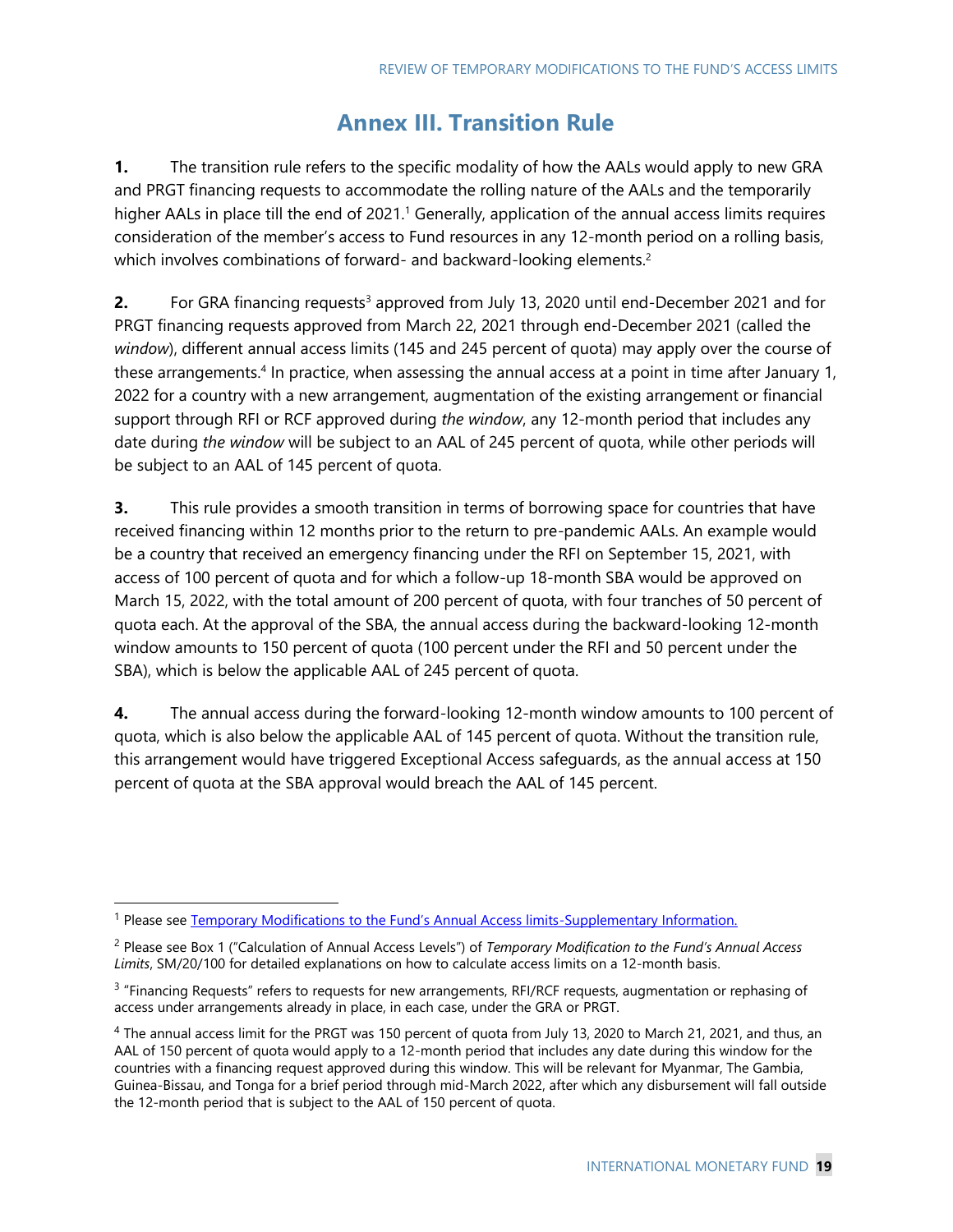# Annex III. Transition Rule

**1.** The transition rule refers to the specific modality of how the AALs would apply to new GRA and PRGT financing requests to accommodate the rolling nature of the AALs and the temporarily higher AALs in place till the end of 2021.[1] Generally, application of the annual access limits requires consideration of the member's access to Fund resources in any 12-month period on a rolling basis, which involves combinations of forward- and backward-looking elements.[2]

**2.** For GRA financing requests[3] approved from July 13, 2020 until end-December 2021 and for PRGT financing requests approved from March 22, 2021 through end-December 2021 (called the *window*), different annual access limits (145 and 245 percent of quota) may apply over the course of these arrangements.[4] In practice, when assessing the annual access at a point in time after January 1, 2022 for a country with a new arrangement, augmentation of the existing arrangement or financial support through RFI or RCF approved during *the window*, any 12-month period that includes any date during *the window* will be subject to an AAL of 245 percent of quota, while other periods will be subject to an AAL of 145 percent of quota.

**3.** This rule provides a smooth transition in terms of borrowing space for countries that have received financing within 12 months prior to the return to pre-pandemic AALs. An example would be a country that received an emergency financing under the RFI on September 15, 2021, with access of 100 percent of quota and for which a follow-up 18-month SBA would be approved on March 15, 2022, with the total amount of 200 percent of quota, with four tranches of 50 percent of quota each. At the approval of the SBA, the annual access during the backward-looking 12-month window amounts to 150 percent of quota (100 percent under the RFI and 50 percent under the SBA), which is below the applicable AAL of 245 percent of quota.

**4.** The annual access during the forward-looking 12-month window amounts to 100 percent of quota, which is also below the applicable AAL of 145 percent of quota. Without the transition rule, this arrangement would have triggered Exceptional Access safeguards, as the annual access at 150 percent of quota at the SBA approval would breach the AAL of 145 percent.

---

[1] Please see [Temporary Modifications to the Fund's Annual Access limits-Supplementary Information.]

[2] Please see Box 1 ("Calculation of Annual Access Levels") of *Temporary Modification to the Fund's Annual Access Limits*, SM/20/100 for detailed explanations on how to calculate access limits on a 12-month basis.

[3] "Financing Requests" refers to requests for new arrangements, RFI/RCF requests, augmentation or rephasing of access under arrangements already in place, in each case, under the GRA or PRGT.

[4] The annual access limit for the PRGT was 150 percent of quota from July 13, 2020 to March 21, 2021, and thus, an AAL of 150 percent of quota would apply to a 12-month period that includes any date during this window for the countries with a financing request approved during this window. This will be relevant for Myanmar, The Gambia, Guinea-Bissau, and Tonga for a brief period through mid-March 2022, after which any disbursement will fall outside the 12-month period that is subject to the AAL of 150 percent of quota.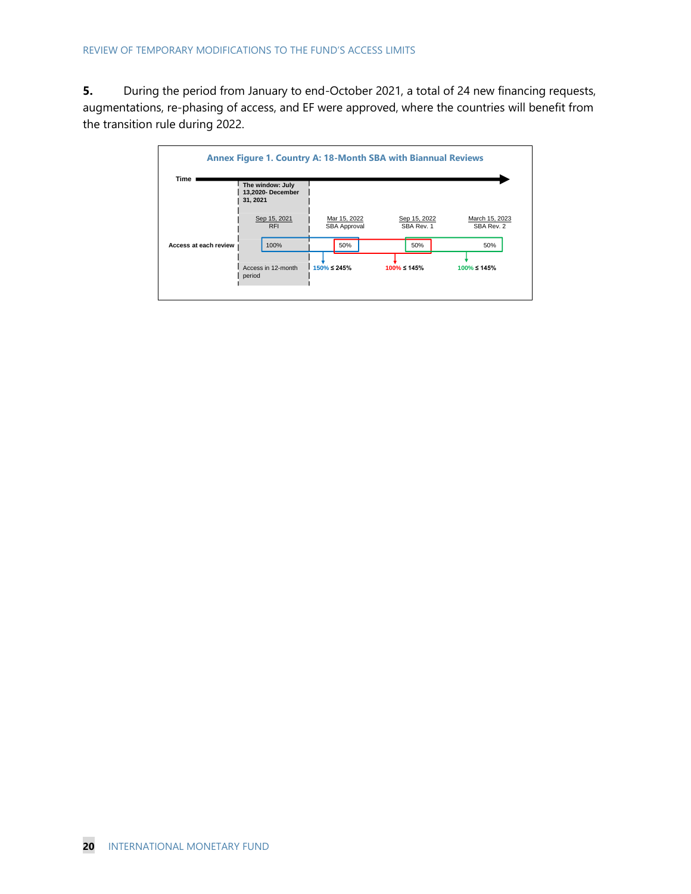**5.** During the period from January to end-October 2021, a total of 24 new financing requests, augmentations, re-phasing of access, and EF were approved, where the countries will benefit from the transition rule during 2022.

**Annex Figure 1. Country A: 18-Month SBA with Biannual Reviews**

| | The window: July 13,2020- December 31, 2021 | | | |
|---|---|---|---|---|
| Time | Sep 15, 2021 RFI | Mar 15, 2022 SBA Approval | Sep 15, 2022 SBA Rev. 1 | March 15, 2023 SBA Rev. 2 |
| Access at each review | 100% | 50% | 50% | 50% |
| Access in 12-month period | | 150% ≤ 245% | 100% ≤ 145% | 100% ≤ 145% |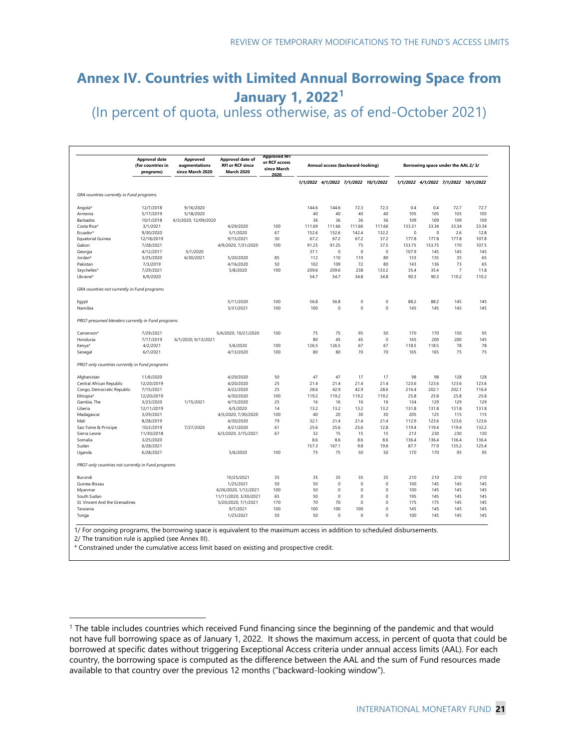# Annex IV. Countries with Limited Annual Borrowing Space from January 1, 2022[1]

(In percent of quota, unless otherwise, as of end-October 2021)

| | Approval date (for countries in programs) | Approved augmentations since March 2020 | Approval date of RFI or RCF since March 2020 | Approved RFI or RCF access since March 2020 | Annual access (backward-looking) | | | | Borrowing space under the AAL 2/ 3/ | | | |
|---|---|---|---|---|---|---|---|---|---|---|---|---|
| | | | | | 1/1/2022 | 4/1/2022 | 7/1/2022 | 10/1/2022 | 1/1/2022 | 4/1/2022 | 7/1/2022 | 10/1/2022 |
| *GRA countries currently in Fund programs* | | | | | | | | | | | | |
| Angola* | 12/7/2018 | 9/16/2020 | | | 144.6 | 144.6 | 72.3 | 72.3 | 0.4 | 0.4 | 72.7 | 72.7 |
| Armenia | 5/17/2019 | 5/18/2020 | | | 40 | 40 | 40 | 40 | 105 | 105 | 105 | 105 |
| Barbados | 10/1/2018 | 6/3/2020, 12/09/2020 | | | 36 | 36 | 36 | 36 | 109 | 109 | 109 | 109 |
| Costa Rica* | 3/1/2021 | | 4/29/2020 | 100 | 111.69 | 111.66 | 111.66 | 111.66 | 133.31 | 33.34 | 33.34 | 33.34 |
| Ecuador* | 9/30/2020 | | 5/1/2020 | 67 | 152.6 | 152.6 | 142.4 | 132.2 | 0 | 0 | 2.6 | 12.8 |
| Equatorial Guinea | 12/18/2019 | | 9/15/2021 | 30 | 67.2 | 67.2 | 67.2 | 37.2 | 177.8 | 177.8 | 177.8 | 107.8 |
| Gabon | 7/28/2021 | | 4/9/2020, 7/31/2020 | 100 | 91.25 | 91.25 | 75 | 37.5 | 153.75 | 153.75 | 170 | 107.5 |
| Georgia | 4/12/2017 | 5/1/2020 | | | 37.1 | 0 | 0 | 0 | 107.9 | 145 | 145 | 145 |
| Jordan* | 3/25/2020 | 6/30/2021 | 5/20/2020 | 85 | 112 | 110 | 110 | 80 | 133 | 135 | 35 | 65 |
| Pakistan | 7/3/2019 | | 4/16/2020 | 50 | 102 | 109 | 72 | 80 | 143 | 136 | 73 | 65 |
| Seychelles* | 7/29/2021 | | 5/8/2020 | 100 | 209.6 | 209.6 | 238 | 133.2 | 35.4 | 35.4 | 7 | 11.8 |
| Ukraine* | 6/9/2020 | | | | 54.7 | 54.7 | 34.8 | 34.8 | 90.3 | 90.3 | 110.2 | 110.2 |
| *GRA countries not currently in Fund programs* | | | | | | | | | | | | |
| Egypt | | | 5/11/2020 | 100 | 56.8 | 56.8 | 0 | 0 | 88.2 | 88.2 | 145 | 145 |
| Namibia | | | 3/31/2021 | 100 | 100 | 0 | 0 | 0 | 145 | 145 | 145 | 145 |
| *PRGT-presumed blenders currently in Fund programs* | | | | | | | | | | | | |
| Cameroon* | 7/29/2021 | | 5/4/2020, 10/21/2020 | 100 | 75 | 75 | 95 | 50 | 170 | 170 | 150 | 95 |
| Honduras | 7/17/2019 | 6/1/2020, 9/13/2021 | | | 80 | 45 | 45 | 0 | 165 | 200 | 200 | 145 |
| Kenya* | 4/2/2021 | | 5/6/2020 | 100 | 126.5 | 126.5 | 67 | 67 | 118.5 | 118.5 | 78 | 78 |
| Senegal | 6/7/2021 | | 4/13/2020 | 100 | 80 | 80 | 70 | 70 | 165 | 165 | 75 | 75 |
| *PRGT-only countries currently in Fund programs* | | | | | | | | | | | | |
| Afghanistan | 11/6/2020 | | 4/29/2020 | 50 | 47 | 47 | 17 | 17 | 98 | 98 | 128 | 128 |
| Central African Republic | 12/20/2019 | | 4/20/2020 | 25 | 21.4 | 21.4 | 21.4 | 21.4 | 123.6 | 123.6 | 123.6 | 123.6 |
| Congo, Democratic Republic | 7/15/2021 | | 4/22/2020 | 25 | 28.6 | 42.9 | 42.9 | 28.6 | 216.4 | 202.1 | 202.1 | 116.4 |
| Ethiopia* | 12/20/2019 | | 4/30/2020 | 100 | 119.2 | 119.2 | 119.2 | 119.2 | 25.8 | 25.8 | 25.8 | 25.8 |
| Gambia, The | 3/23/2020 | 1/15/2021 | 4/15/2020 | 25 | 16 | 16 | 16 | 16 | 134 | 129 | 129 | 129 |
| Liberia | 12/11/2019 | | 6/5/2020 | 14 | 13.2 | 13.2 | 13.2 | 13.2 | 131.8 | 131.8 | 131.8 | 131.8 |
| Madagascar | 3/29/2021 | | 4/3/2020, 7/30/2020 | 100 | 40 | 20 | 30 | 30 | 205 | 125 | 115 | 115 |
| Mali | 8/28/2019 | | 4/30/2020 | 79 | 32.1 | 21.4 | 21.4 | 21.4 | 112.9 | 123.6 | 123.6 | 123.6 |
| Sao Tome & Principe | 10/2/2019 | 7/27/2020 | 4/21/2020 | 61 | 25.6 | 25.6 | 25.6 | 12.8 | 119.4 | 119.4 | 119.4 | 132.2 |
| Sierra Leone | 11/30/2018 | | 6/3/2020, 3/15/2021 | 67 | 32 | 15 | 15 | 15 | 213 | 230 | 230 | 130 |
| Somalia | 3/25/2020 | | | | 8.6 | 8.6 | 8.6 | 8.6 | 136.4 | 136.4 | 136.4 | 136.4 |
| Sudan | 6/28/2021 | | | | 157.3 | 167.1 | 9.8 | 19.6 | 87.7 | 77.9 | 135.2 | 125.4 |
| Uganda | 6/28/2021 | | 5/6/2020 | 100 | 75 | 75 | 50 | 50 | 170 | 170 | 95 | 95 |
| *PRGT-only countries not currently in Fund programs* | | | | | | | | | | | | |
| Burundi | | | 10/25/2021 | 35 | 35 | 35 | 35 | 35 | 210 | 210 | 210 | 210 |
| Guinea-Bissau | | | 1/25/2021 | 50 | 50 | 0 | 0 | 0 | 100 | 145 | 145 | 145 |
| Myanmar | | | 6/26/2020, 1/12/2021 | 100 | 50 | 0 | 0 | 0 | 100 | 145 | 145 | 145 |
| South Sudan | | | 11/11/2020, 3/30/2021 | 65 | 50 | 0 | 0 | 0 | 195 | 145 | 145 | 145 |
| St. Vincent And the Grenadines | | | 5/20/2020, 7/1/2021 | 170 | 70 | 70 | 0 | 0 | 175 | 175 | 145 | 145 |
| Tanzania | | | 9/7/2021 | 100 | 100 | 100 | 100 | 0 | 145 | 145 | 145 | 145 |
| Tonga | | | 1/25/2021 | 50 | 50 | 0 | 0 | 0 | 100 | 145 | 145 | 145 |

1/ For ongoing programs, the borrowing space is equivalent to the maximum access in addition to scheduled disbursements.

2/ The transition rule is applied (see Annex III).

\* Constrained under the cumulative access limit based on existing and prospective credit.

---

[1] The table includes countries which received Fund financing since the beginning of the pandemic and that would not have full borrowing space as of January 1, 2022. It shows the maximum access, in percent of quota that could be borrowed at specific dates without triggering Exceptional Access criteria under annual access limits (AAL). For each country, the borrowing space is computed as the difference between the AAL and the sum of Fund resources made available to that country over the previous 12 months ("backward-looking window").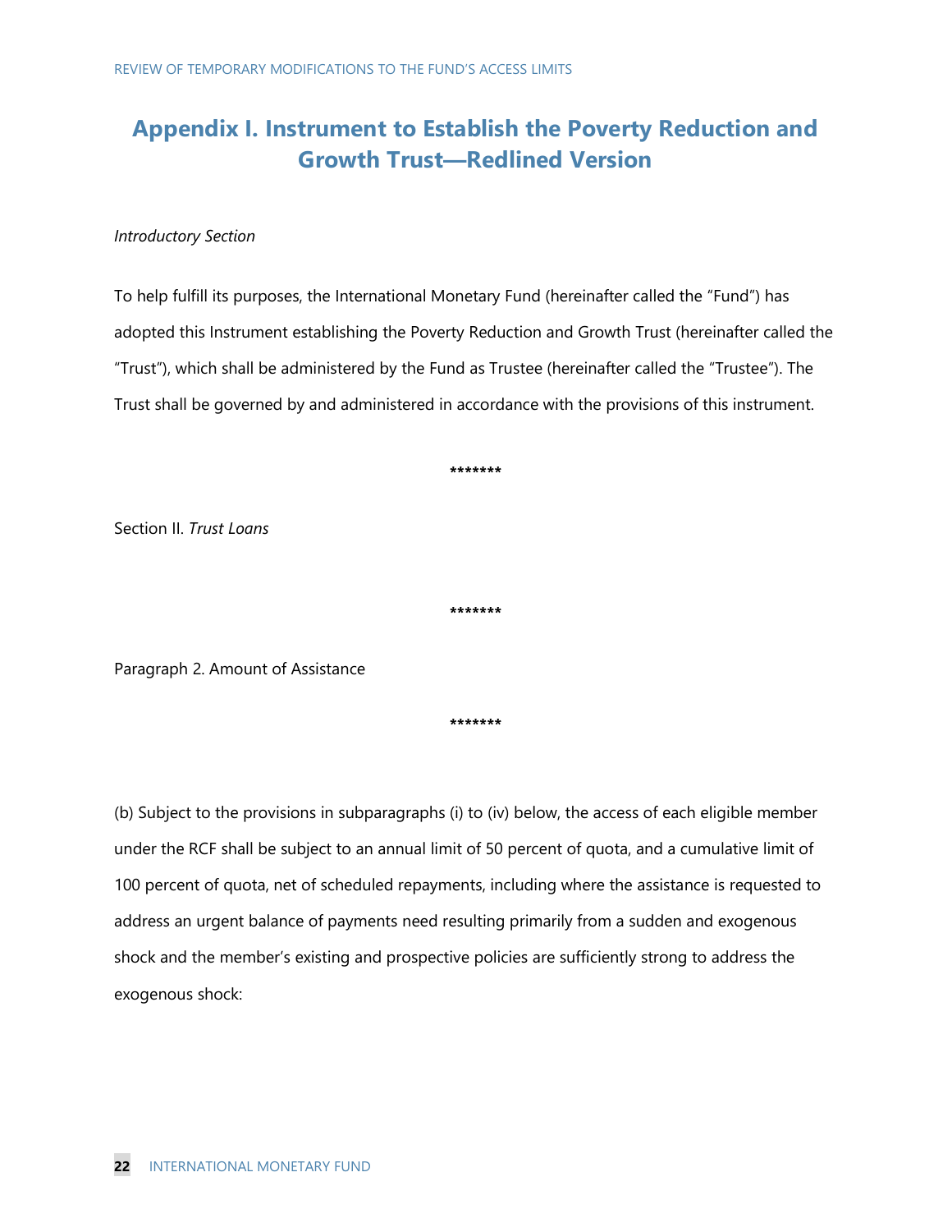## Appendix I. Instrument to Establish the Poverty Reduction and Growth Trust—Redlined Version

*Introductory Section*

To help fulfill its purposes, the International Monetary Fund (hereinafter called the "Fund") has adopted this Instrument establishing the Poverty Reduction and Growth Trust (hereinafter called the "Trust"), which shall be administered by the Fund as Trustee (hereinafter called the "Trustee"). The Trust shall be governed by and administered in accordance with the provisions of this instrument.

*******

Section II. *Trust Loans*

*******

Paragraph 2. Amount of Assistance

*******

(b) Subject to the provisions in subparagraphs (i) to (iv) below, the access of each eligible member under the RCF shall be subject to an annual limit of 50 percent of quota, and a cumulative limit of 100 percent of quota, net of scheduled repayments, including where the assistance is requested to address an urgent balance of payments need resulting primarily from a sudden and exogenous shock and the member's existing and prospective policies are sufficiently strong to address the exogenous shock: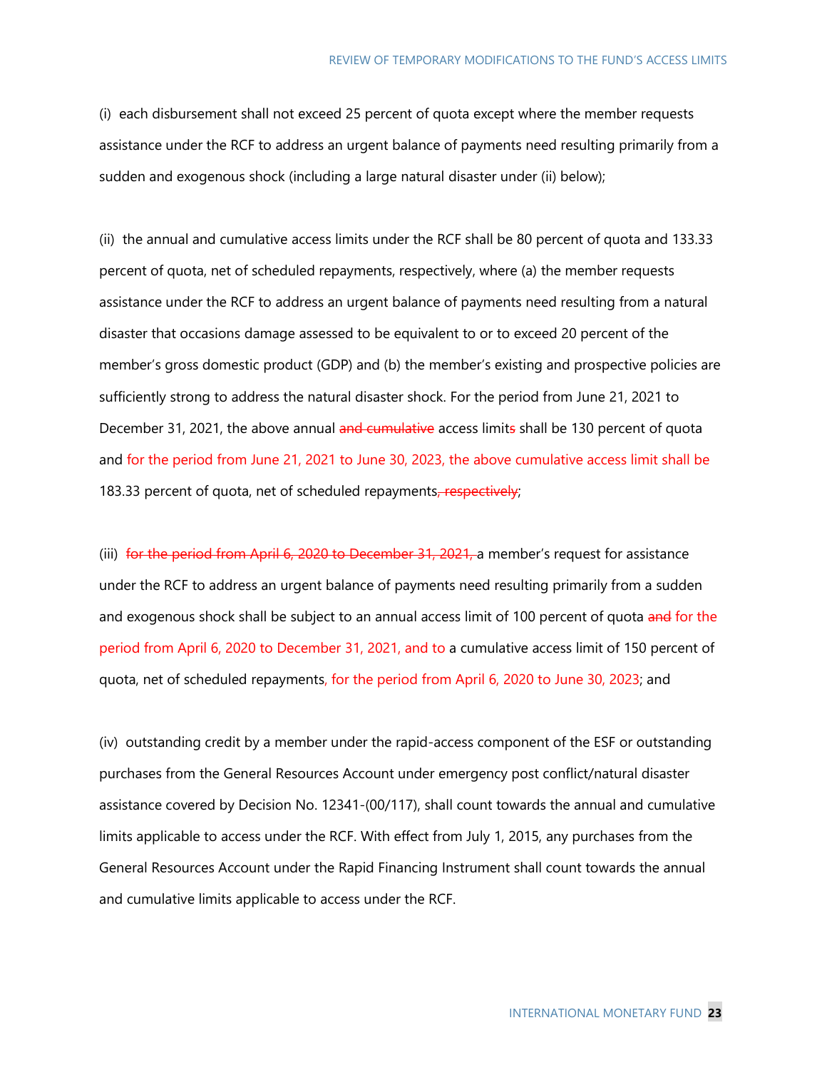(i) each disbursement shall not exceed 25 percent of quota except where the member requests assistance under the RCF to address an urgent balance of payments need resulting primarily from a sudden and exogenous shock (including a large natural disaster under (ii) below);

(ii) the annual and cumulative access limits under the RCF shall be 80 percent of quota and 133.33 percent of quota, net of scheduled repayments, respectively, where (a) the member requests assistance under the RCF to address an urgent balance of payments need resulting from a natural disaster that occasions damage assessed to be equivalent to or to exceed 20 percent of the member's gross domestic product (GDP) and (b) the member's existing and prospective policies are sufficiently strong to address the natural disaster shock. For the period from June 21, 2021 to December 31, 2021, the above annual ~~and cumulative~~ access limit~~s~~ shall be 130 percent of quota and for the period from June 21, 2021 to June 30, 2023, the above cumulative access limit shall be 183.33 percent of quota, net of scheduled repayments~~, respectively~~;

(iii) ~~for the period from April 6, 2020 to December 31, 2021,~~ a member's request for assistance under the RCF to address an urgent balance of payments need resulting primarily from a sudden and exogenous shock shall be subject to an annual access limit of 100 percent of quota ~~and~~ for the period from April 6, 2020 to December 31, 2021, and to a cumulative access limit of 150 percent of quota, net of scheduled repayments, for the period from April 6, 2020 to June 30, 2023; and

(iv) outstanding credit by a member under the rapid-access component of the ESF or outstanding purchases from the General Resources Account under emergency post conflict/natural disaster assistance covered by Decision No. 12341-(00/117), shall count towards the annual and cumulative limits applicable to access under the RCF. With effect from July 1, 2015, any purchases from the General Resources Account under the Rapid Financing Instrument shall count towards the annual and cumulative limits applicable to access under the RCF.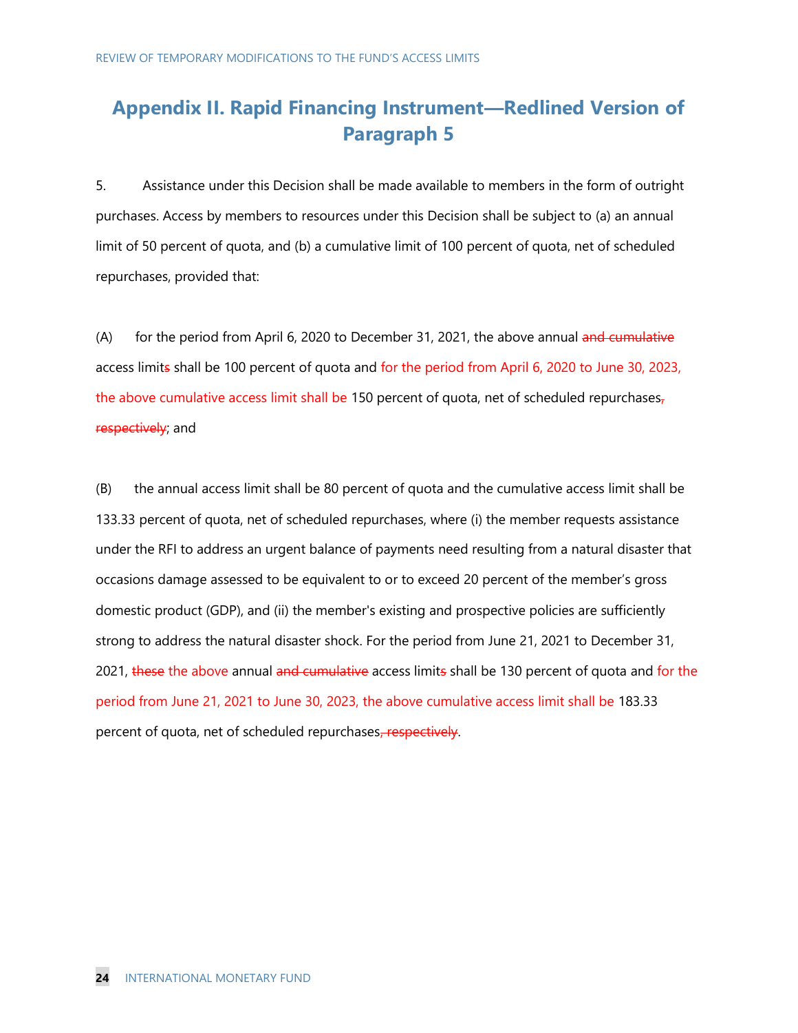# Appendix II. Rapid Financing Instrument—Redlined Version of Paragraph 5

5. Assistance under this Decision shall be made available to members in the form of outright purchases. Access by members to resources under this Decision shall be subject to (a) an annual limit of 50 percent of quota, and (b) a cumulative limit of 100 percent of quota, net of scheduled repurchases, provided that:

(A) for the period from April 6, 2020 to December 31, 2021, the above annual ~~and cumulative~~ access limit~~s~~ shall be 100 percent of quota and for the period from April 6, 2020 to June 30, 2023, the above cumulative access limit shall be 150 percent of quota, net of scheduled repurchases~~, respectively~~; and

(B) the annual access limit shall be 80 percent of quota and the cumulative access limit shall be 133.33 percent of quota, net of scheduled repurchases, where (i) the member requests assistance under the RFI to address an urgent balance of payments need resulting from a natural disaster that occasions damage assessed to be equivalent to or to exceed 20 percent of the member's gross domestic product (GDP), and (ii) the member's existing and prospective policies are sufficiently strong to address the natural disaster shock. For the period from June 21, 2021 to December 31, 2021, ~~these~~ the above annual ~~and cumulative~~ access limit~~s~~ shall be 130 percent of quota and for the period from June 21, 2021 to June 30, 2023, the above cumulative access limit shall be 183.33 percent of quota, net of scheduled repurchases~~, respectively~~.